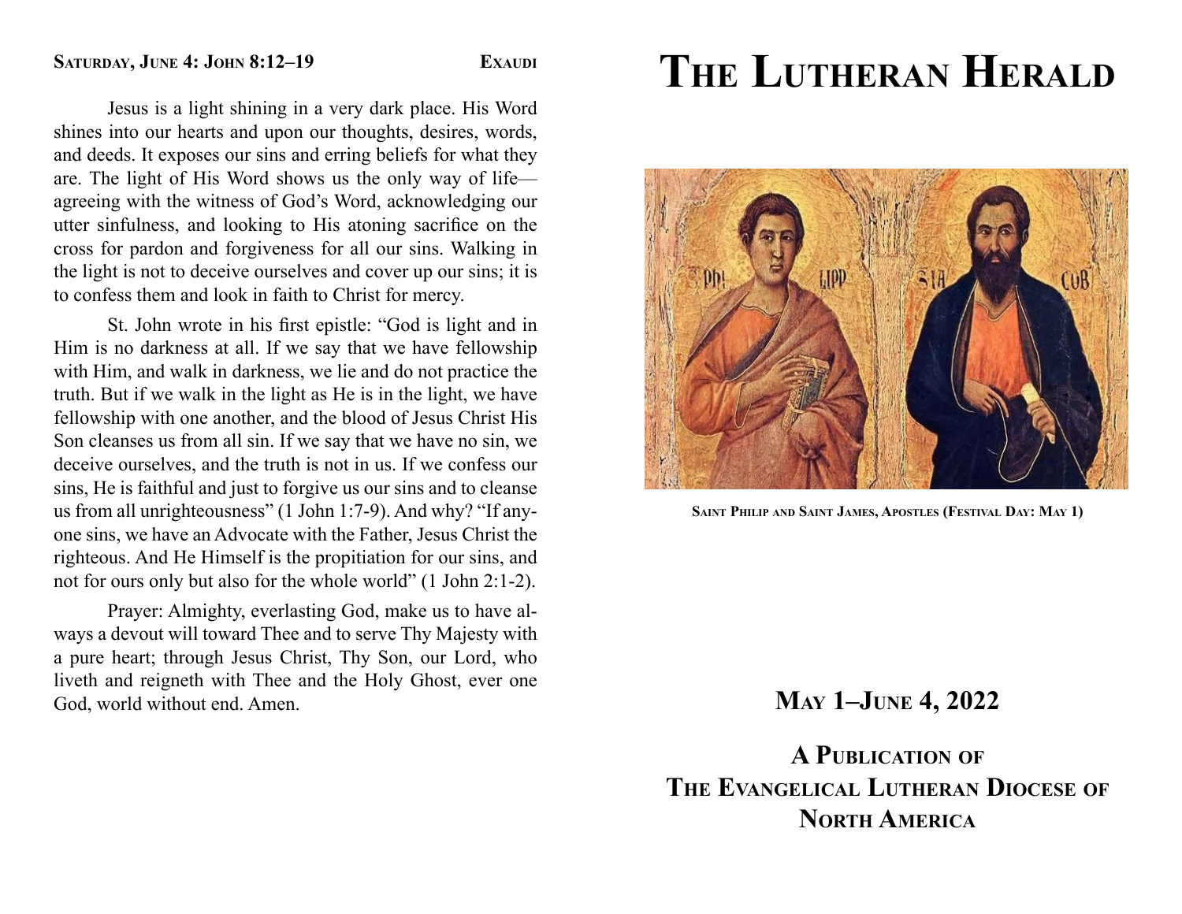**Saturday, June 4: John 8:12–19** **Exaudi**

Jesus is a light shining in a very dark place. His Word shines into our hearts and upon our thoughts, desires, words, and deeds. It exposes our sins and erring beliefs for what they are. The light of His Word shows us the only way of life—agreeing with the witness of God's Word, acknowledging our utter sinfulness, and looking to His atoning sacrifice on the cross for pardon and forgiveness for all our sins. Walking in the light is not to deceive ourselves and cover up our sins; it is to confess them and look in faith to Christ for mercy.

St. John wrote in his first epistle: "God is light and in Him is no darkness at all. If we say that we have fellowship with Him, and walk in darkness, we lie and do not practice the truth. But if we walk in the light as He is in the light, we have fellowship with one another, and the blood of Jesus Christ His Son cleanses us from all sin. If we say that we have no sin, we deceive ourselves, and the truth is not in us. If we confess our sins, He is faithful and just to forgive us our sins and to cleanse us from all unrighteousness" (1 John 1:7-9). And why? "If anyone sins, we have an Advocate with the Father, Jesus Christ the righteous. And He Himself is the propitiation for our sins, and not for ours only but also for the whole world" (1 John 2:1-2).

Prayer: Almighty, everlasting God, make us to have always a devout will toward Thee and to serve Thy Majesty with a pure heart; through Jesus Christ, Thy Son, our Lord, who liveth and reigneth with Thee and the Holy Ghost, ever one God, world without end. Amen.

# The Lutheran Herald

**Saint Philip and Saint James, Apostles (Festival Day: May 1)**

## May 1–June 4, 2022

## A Publication of The Evangelical Lutheran Diocese of North America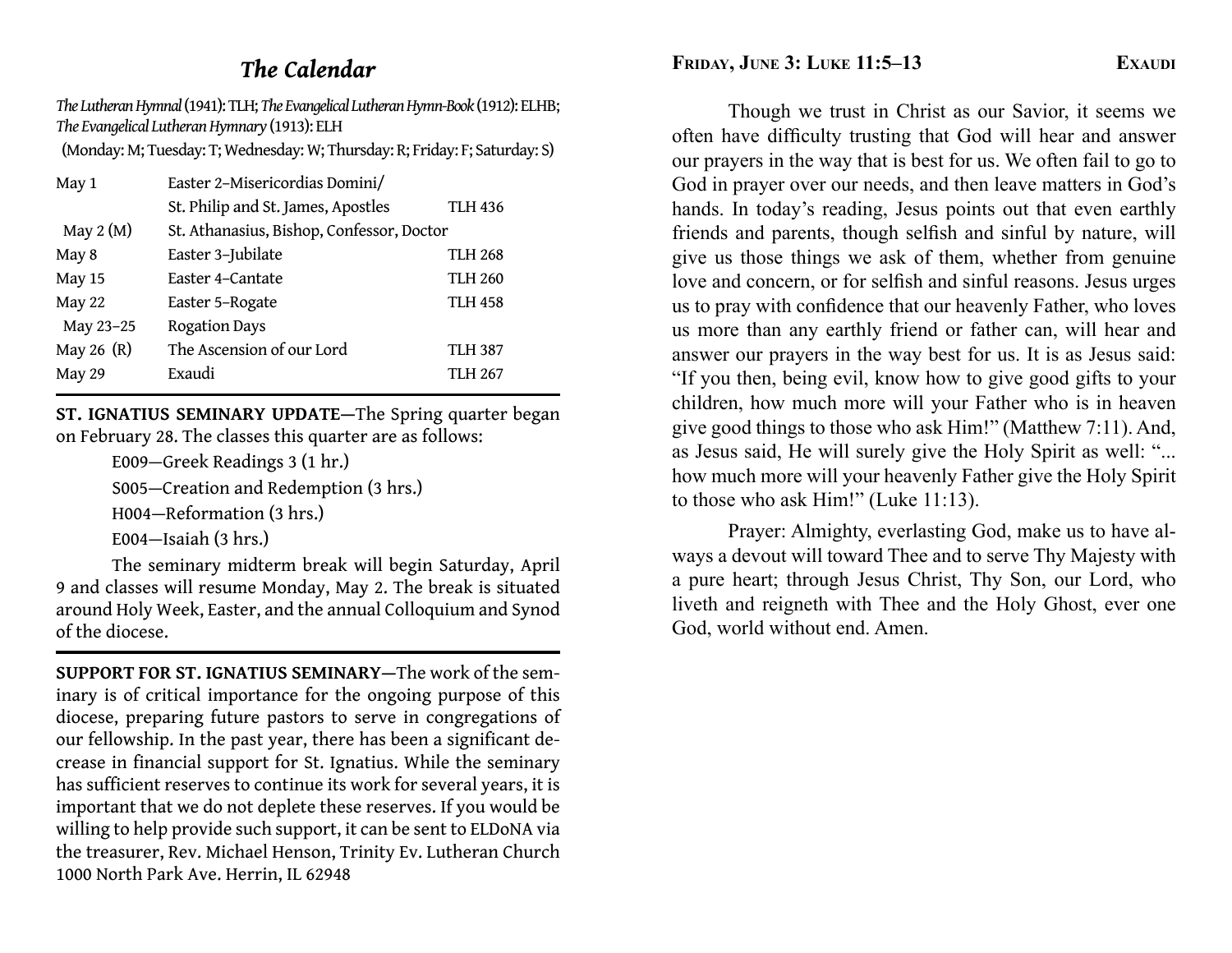# *The Calendar*

*The Lutheran Hymnal* (1941): TLH; *The Evangelical Lutheran Hymn-Book* (1912): ELHB; *The Evangelical Lutheran Hymnary* (1913): ELH

(Monday: M; Tuesday: T; Wednesday: W; Thursday: R; Friday: F; Saturday: S)

| | | |
|---|---|---|
| May 1 | Easter 2–Misericordias Domini/ St. Philip and St. James, Apostles | TLH 436 |
| May 2 (M) | St. Athanasius, Bishop, Confessor, Doctor | |
| May 8 | Easter 3–Jubilate | TLH 268 |
| May 15 | Easter 4–Cantate | TLH 260 |
| May 22 | Easter 5–Rogate | TLH 458 |
| May 23–25 | Rogation Days | |
| May 26 (R) | The Ascension of our Lord | TLH 387 |
| May 29 | Exaudi | TLH 267 |

**ST. IGNATIUS SEMINARY UPDATE**—The Spring quarter began on February 28. The classes this quarter are as follows:

E009—Greek Readings 3 (1 hr.)

S005—Creation and Redemption (3 hrs.)

H004—Reformation (3 hrs.)

E004—Isaiah (3 hrs.)

The seminary midterm break will begin Saturday, April 9 and classes will resume Monday, May 2. The break is situated around Holy Week, Easter, and the annual Colloquium and Synod of the diocese.

**SUPPORT FOR ST. IGNATIUS SEMINARY**—The work of the seminary is of critical importance for the ongoing purpose of this diocese, preparing future pastors to serve in congregations of our fellowship. In the past year, there has been a significant decrease in financial support for St. Ignatius. While the seminary has sufficient reserves to continue its work for several years, it is important that we do not deplete these reserves. If you would be willing to help provide such support, it can be sent to ELDoNA via the treasurer, Rev. Michael Henson, Trinity Ev. Lutheran Church 1000 North Park Ave. Herrin, IL 62948

**FRIDAY, JUNE 3: LUKE 11:5–13** — **EXAUDI**

Though we trust in Christ as our Savior, it seems we often have difficulty trusting that God will hear and answer our prayers in the way that is best for us. We often fail to go to God in prayer over our needs, and then leave matters in God's hands. In today's reading, Jesus points out that even earthly friends and parents, though selfish and sinful by nature, will give us those things we ask of them, whether from genuine love and concern, or for selfish and sinful reasons. Jesus urges us to pray with confidence that our heavenly Father, who loves us more than any earthly friend or father can, will hear and answer our prayers in the way best for us. It is as Jesus said: "If you then, being evil, know how to give good gifts to your children, how much more will your Father who is in heaven give good things to those who ask Him!" (Matthew 7:11). And, as Jesus said, He will surely give the Holy Spirit as well: "... how much more will your heavenly Father give the Holy Spirit to those who ask Him!" (Luke 11:13).

Prayer: Almighty, everlasting God, make us to have always a devout will toward Thee and to serve Thy Majesty with a pure heart; through Jesus Christ, Thy Son, our Lord, who liveth and reigneth with Thee and the Holy Ghost, ever one God, world without end. Amen.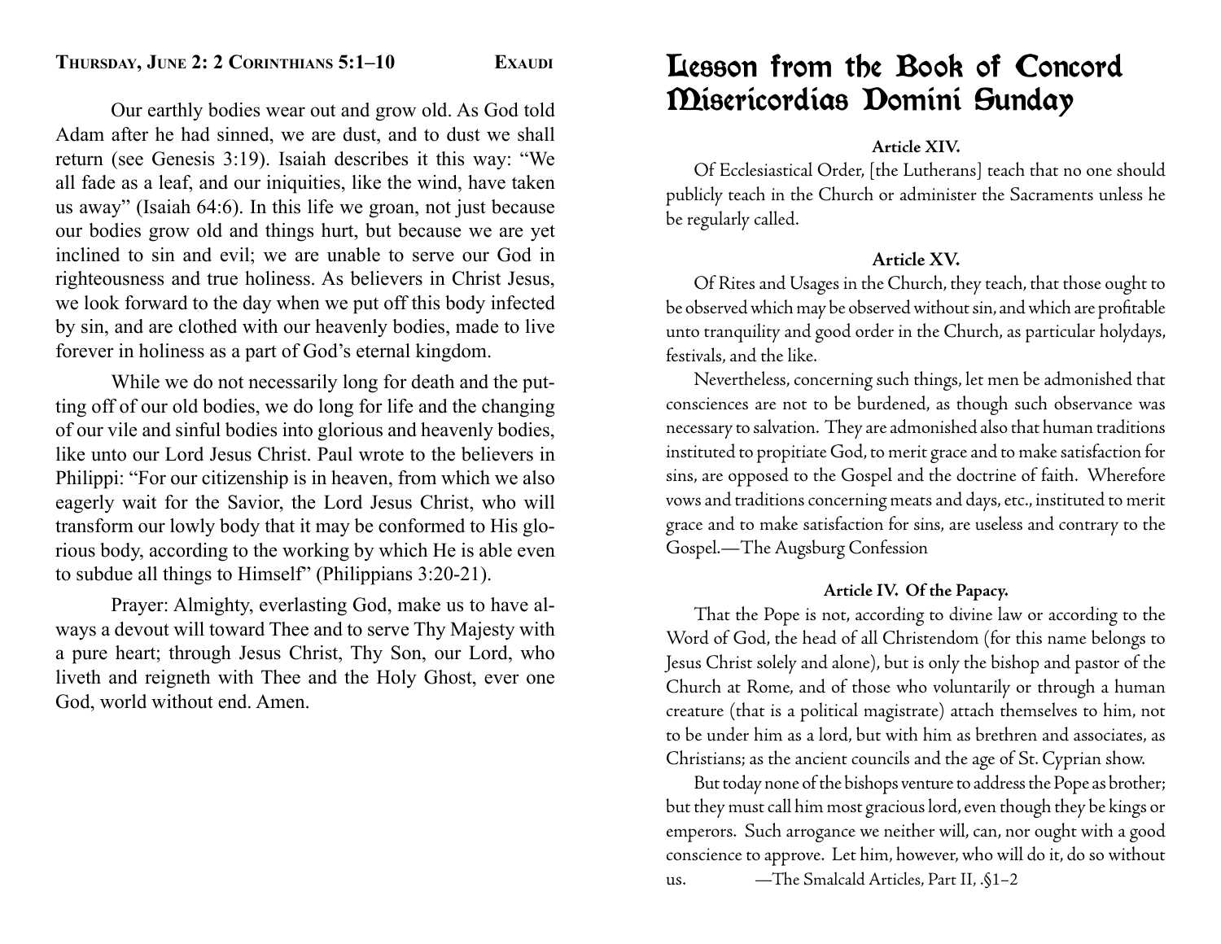## Thursday, June 2: 2 Corinthians 5:1–10 — Exaudi

Our earthly bodies wear out and grow old. As God told Adam after he had sinned, we are dust, and to dust we shall return (see Genesis 3:19). Isaiah describes it this way: "We all fade as a leaf, and our iniquities, like the wind, have taken us away" (Isaiah 64:6). In this life we groan, not just because our bodies grow old and things hurt, but because we are yet inclined to sin and evil; we are unable to serve our God in righteousness and true holiness. As believers in Christ Jesus, we look forward to the day when we put off this body infected by sin, and are clothed with our heavenly bodies, made to live forever in holiness as a part of God's eternal kingdom.

While we do not necessarily long for death and the putting off of our old bodies, we do long for life and the changing of our vile and sinful bodies into glorious and heavenly bodies, like unto our Lord Jesus Christ. Paul wrote to the believers in Philippi: "For our citizenship is in heaven, from which we also eagerly wait for the Savior, the Lord Jesus Christ, who will transform our lowly body that it may be conformed to His glorious body, according to the working by which He is able even to subdue all things to Himself" (Philippians 3:20-21).

Prayer: Almighty, everlasting God, make us to have always a devout will toward Thee and to serve Thy Majesty with a pure heart; through Jesus Christ, Thy Son, our Lord, who liveth and reigneth with Thee and the Holy Ghost, ever one God, world without end. Amen.

# Lesson from the Book of Concord Misericordias Domini Sunday

### Article XIV.

Of Ecclesiastical Order, [the Lutherans] teach that no one should publicly teach in the Church or administer the Sacraments unless he be regularly called.

### Article XV.

Of Rites and Usages in the Church, they teach, that those ought to be observed which may be observed without sin, and which are profitable unto tranquility and good order in the Church, as particular holydays, festivals, and the like.

Nevertheless, concerning such things, let men be admonished that consciences are not to be burdened, as though such observance was necessary to salvation. They are admonished also that human traditions instituted to propitiate God, to merit grace and to make satisfaction for sins, are opposed to the Gospel and the doctrine of faith. Wherefore vows and traditions concerning meats and days, etc., instituted to merit grace and to make satisfaction for sins, are useless and contrary to the Gospel.—The Augsburg Confession

### Article IV. Of the Papacy.

That the Pope is not, according to divine law or according to the Word of God, the head of all Christendom (for this name belongs to Jesus Christ solely and alone), but is only the bishop and pastor of the Church at Rome, and of those who voluntarily or through a human creature (that is a political magistrate) attach themselves to him, not to be under him as a lord, but with him as brethren and associates, as Christians; as the ancient councils and the age of St. Cyprian show.

But today none of the bishops venture to address the Pope as brother; but they must call him most gracious lord, even though they be kings or emperors. Such arrogance we neither will, can, nor ought with a good conscience to approve. Let him, however, who will do it, do so without us. —The Smalcald Articles, Part II, .§1–2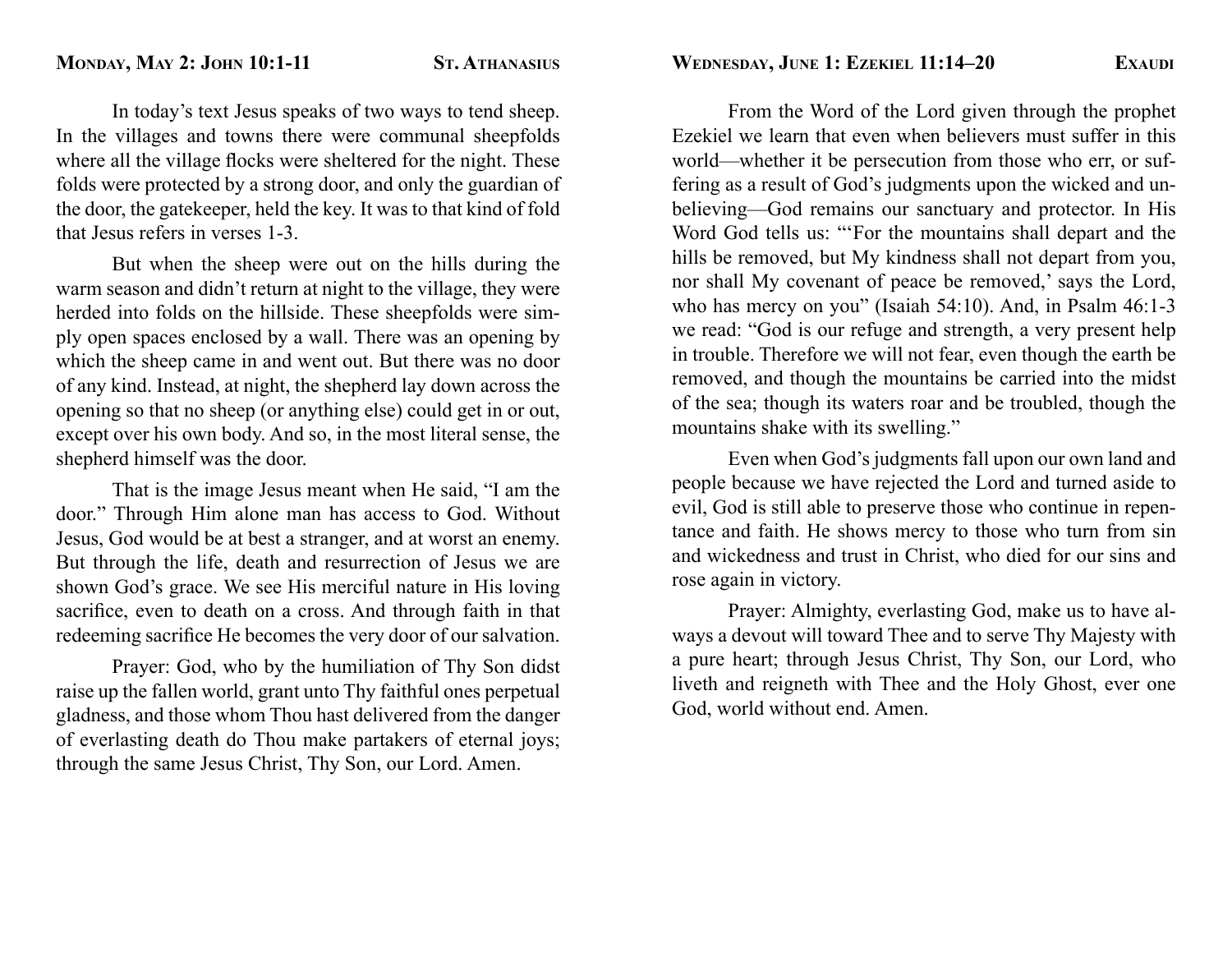## Monday, May 2: John 10:1-11 — St. Athanasius

In today's text Jesus speaks of two ways to tend sheep. In the villages and towns there were communal sheepfolds where all the village flocks were sheltered for the night. These folds were protected by a strong door, and only the guardian of the door, the gatekeeper, held the key. It was to that kind of fold that Jesus refers in verses 1-3.

But when the sheep were out on the hills during the warm season and didn't return at night to the village, they were herded into folds on the hillside. These sheepfolds were simply open spaces enclosed by a wall. There was an opening by which the sheep came in and went out. But there was no door of any kind. Instead, at night, the shepherd lay down across the opening so that no sheep (or anything else) could get in or out, except over his own body. And so, in the most literal sense, the shepherd himself was the door.

That is the image Jesus meant when He said, "I am the door." Through Him alone man has access to God. Without Jesus, God would be at best a stranger, and at worst an enemy. But through the life, death and resurrection of Jesus we are shown God's grace. We see His merciful nature in His loving sacrifice, even to death on a cross. And through faith in that redeeming sacrifice He becomes the very door of our salvation.

Prayer: God, who by the humiliation of Thy Son didst raise up the fallen world, grant unto Thy faithful ones perpetual gladness, and those whom Thou hast delivered from the danger of everlasting death do Thou make partakers of eternal joys; through the same Jesus Christ, Thy Son, our Lord. Amen.

## Wednesday, June 1: Ezekiel 11:14–20 — Exaudi

From the Word of the Lord given through the prophet Ezekiel we learn that even when believers must suffer in this world—whether it be persecution from those who err, or suffering as a result of God's judgments upon the wicked and unbelieving—God remains our sanctuary and protector. In His Word God tells us: "'For the mountains shall depart and the hills be removed, but My kindness shall not depart from you, nor shall My covenant of peace be removed,' says the Lord, who has mercy on you" (Isaiah 54:10). And, in Psalm 46:1-3 we read: "God is our refuge and strength, a very present help in trouble. Therefore we will not fear, even though the earth be removed, and though the mountains be carried into the midst of the sea; though its waters roar and be troubled, though the mountains shake with its swelling."

Even when God's judgments fall upon our own land and people because we have rejected the Lord and turned aside to evil, God is still able to preserve those who continue in repentance and faith. He shows mercy to those who turn from sin and wickedness and trust in Christ, who died for our sins and rose again in victory.

Prayer: Almighty, everlasting God, make us to have always a devout will toward Thee and to serve Thy Majesty with a pure heart; through Jesus Christ, Thy Son, our Lord, who liveth and reigneth with Thee and the Holy Ghost, ever one God, world without end. Amen.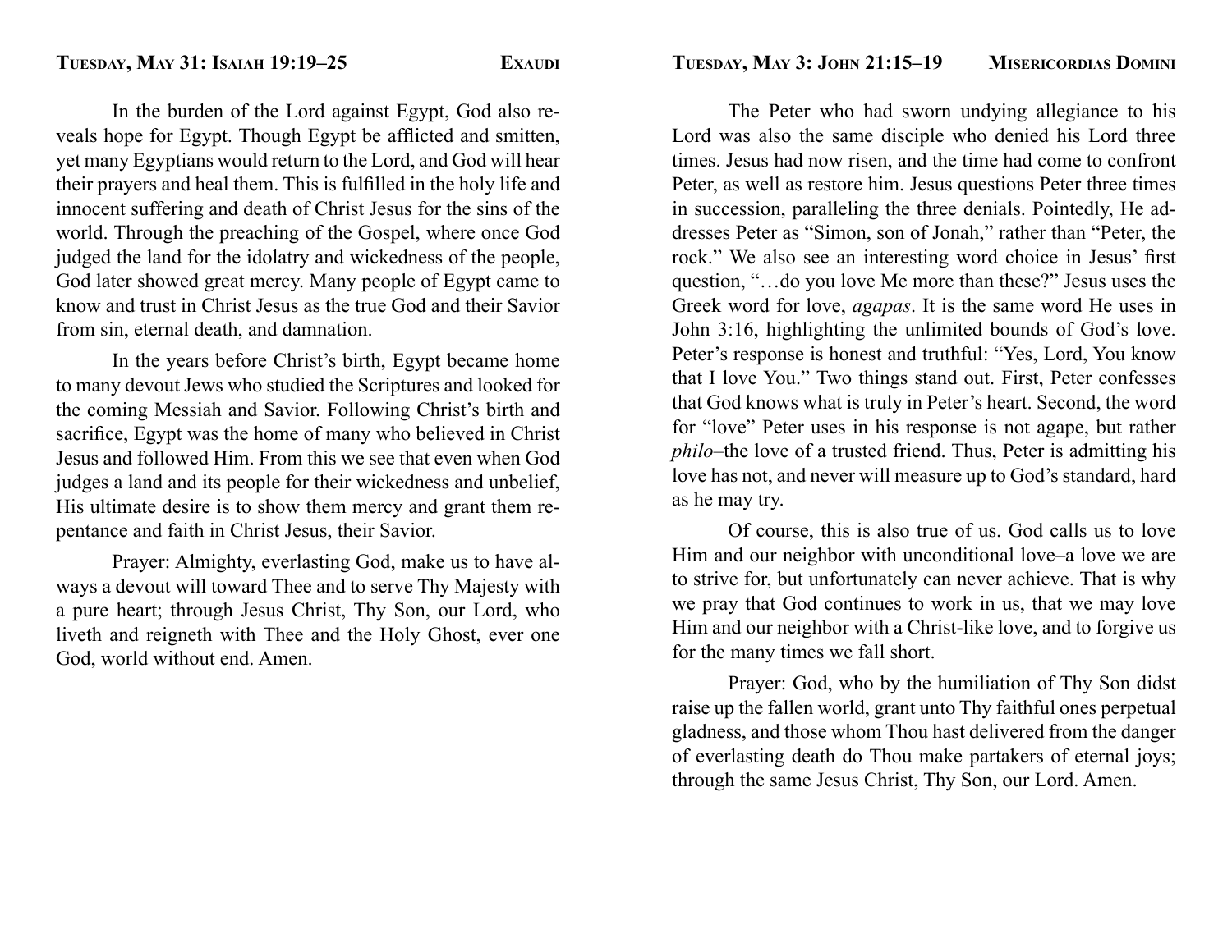## Tuesday, May 31: Isaiah 19:19–25 — Exaudi

In the burden of the Lord against Egypt, God also reveals hope for Egypt. Though Egypt be afflicted and smitten, yet many Egyptians would return to the Lord, and God will hear their prayers and heal them. This is fulfilled in the holy life and innocent suffering and death of Christ Jesus for the sins of the world. Through the preaching of the Gospel, where once God judged the land for the idolatry and wickedness of the people, God later showed great mercy. Many people of Egypt came to know and trust in Christ Jesus as the true God and their Savior from sin, eternal death, and damnation.

In the years before Christ's birth, Egypt became home to many devout Jews who studied the Scriptures and looked for the coming Messiah and Savior. Following Christ's birth and sacrifice, Egypt was the home of many who believed in Christ Jesus and followed Him. From this we see that even when God judges a land and its people for their wickedness and unbelief, His ultimate desire is to show them mercy and grant them repentance and faith in Christ Jesus, their Savior.

Prayer: Almighty, everlasting God, make us to have always a devout will toward Thee and to serve Thy Majesty with a pure heart; through Jesus Christ, Thy Son, our Lord, who liveth and reigneth with Thee and the Holy Ghost, ever one God, world without end. Amen.

## Tuesday, May 3: John 21:15–19 — Misericordias Domini

The Peter who had sworn undying allegiance to his Lord was also the same disciple who denied his Lord three times. Jesus had now risen, and the time had come to confront Peter, as well as restore him. Jesus questions Peter three times in succession, paralleling the three denials. Pointedly, He addresses Peter as "Simon, son of Jonah," rather than "Peter, the rock." We also see an interesting word choice in Jesus' first question, "…do you love Me more than these?" Jesus uses the Greek word for love, *agapas*. It is the same word He uses in John 3:16, highlighting the unlimited bounds of God's love. Peter's response is honest and truthful: "Yes, Lord, You know that I love You." Two things stand out. First, Peter confesses that God knows what is truly in Peter's heart. Second, the word for "love" Peter uses in his response is not agape, but rather *philo*–the love of a trusted friend. Thus, Peter is admitting his love has not, and never will measure up to God's standard, hard as he may try.

Of course, this is also true of us. God calls us to love Him and our neighbor with unconditional love–a love we are to strive for, but unfortunately can never achieve. That is why we pray that God continues to work in us, that we may love Him and our neighbor with a Christ-like love, and to forgive us for the many times we fall short.

Prayer: God, who by the humiliation of Thy Son didst raise up the fallen world, grant unto Thy faithful ones perpetual gladness, and those whom Thou hast delivered from the danger of everlasting death do Thou make partakers of eternal joys; through the same Jesus Christ, Thy Son, our Lord. Amen.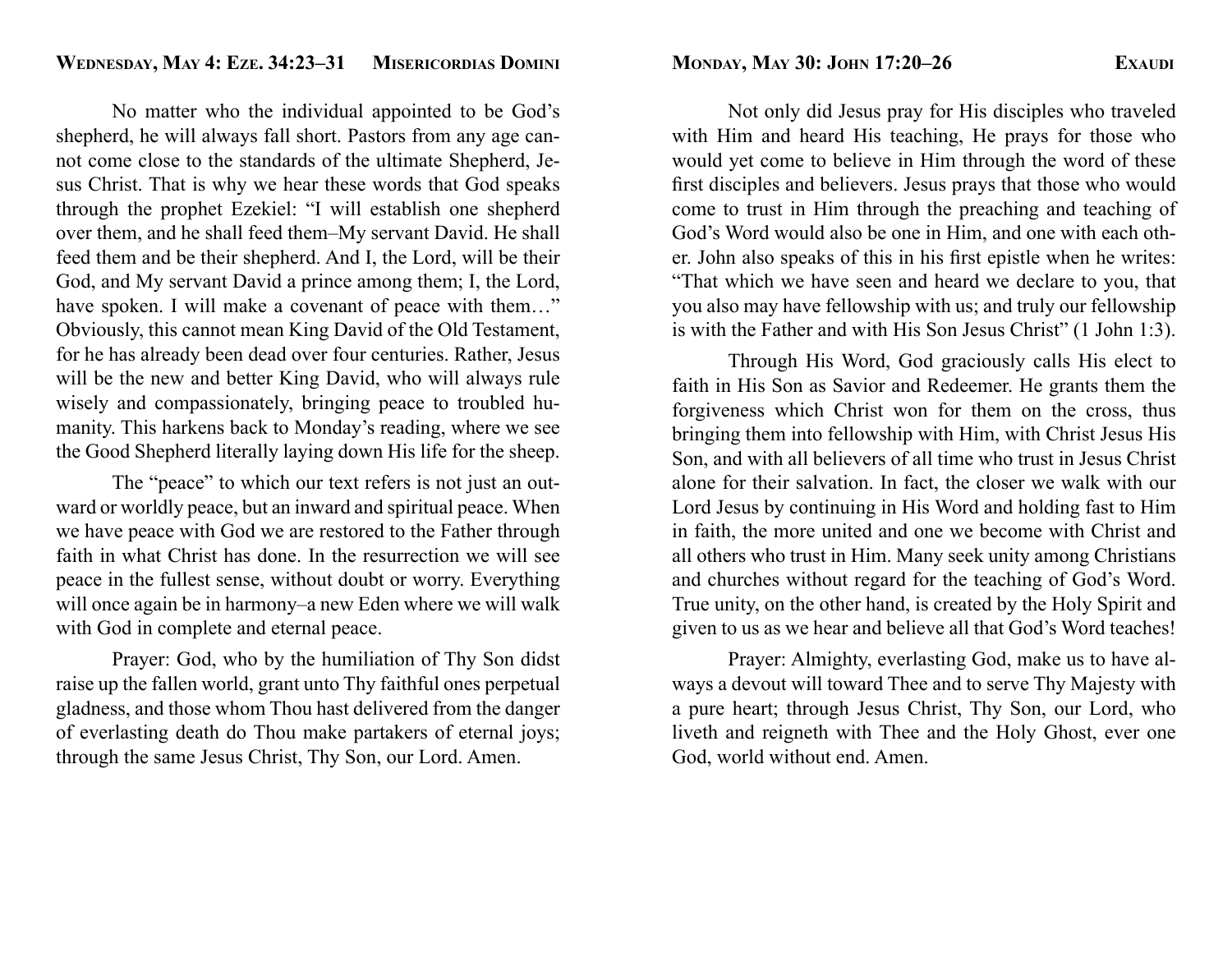## Wednesday, May 4: Eze. 34:23–31 — Misericordias Domini

No matter who the individual appointed to be God's shepherd, he will always fall short. Pastors from any age cannot come close to the standards of the ultimate Shepherd, Jesus Christ. That is why we hear these words that God speaks through the prophet Ezekiel: "I will establish one shepherd over them, and he shall feed them–My servant David. He shall feed them and be their shepherd. And I, the Lord, will be their God, and My servant David a prince among them; I, the Lord, have spoken. I will make a covenant of peace with them…" Obviously, this cannot mean King David of the Old Testament, for he has already been dead over four centuries. Rather, Jesus will be the new and better King David, who will always rule wisely and compassionately, bringing peace to troubled humanity. This harkens back to Monday's reading, where we see the Good Shepherd literally laying down His life for the sheep.

The "peace" to which our text refers is not just an outward or worldly peace, but an inward and spiritual peace. When we have peace with God we are restored to the Father through faith in what Christ has done. In the resurrection we will see peace in the fullest sense, without doubt or worry. Everything will once again be in harmony–a new Eden where we will walk with God in complete and eternal peace.

Prayer: God, who by the humiliation of Thy Son didst raise up the fallen world, grant unto Thy faithful ones perpetual gladness, and those whom Thou hast delivered from the danger of everlasting death do Thou make partakers of eternal joys; through the same Jesus Christ, Thy Son, our Lord. Amen.

## Monday, May 30: John 17:20–26 — Exaudi

Not only did Jesus pray for His disciples who traveled with Him and heard His teaching, He prays for those who would yet come to believe in Him through the word of these first disciples and believers. Jesus prays that those who would come to trust in Him through the preaching and teaching of God's Word would also be one in Him, and one with each other. John also speaks of this in his first epistle when he writes: "That which we have seen and heard we declare to you, that you also may have fellowship with us; and truly our fellowship is with the Father and with His Son Jesus Christ" (1 John 1:3).

Through His Word, God graciously calls His elect to faith in His Son as Savior and Redeemer. He grants them the forgiveness which Christ won for them on the cross, thus bringing them into fellowship with Him, with Christ Jesus His Son, and with all believers of all time who trust in Jesus Christ alone for their salvation. In fact, the closer we walk with our Lord Jesus by continuing in His Word and holding fast to Him in faith, the more united and one we become with Christ and all others who trust in Him. Many seek unity among Christians and churches without regard for the teaching of God's Word. True unity, on the other hand, is created by the Holy Spirit and given to us as we hear and believe all that God's Word teaches!

Prayer: Almighty, everlasting God, make us to have always a devout will toward Thee and to serve Thy Majesty with a pure heart; through Jesus Christ, Thy Son, our Lord, who liveth and reigneth with Thee and the Holy Ghost, ever one God, world without end. Amen.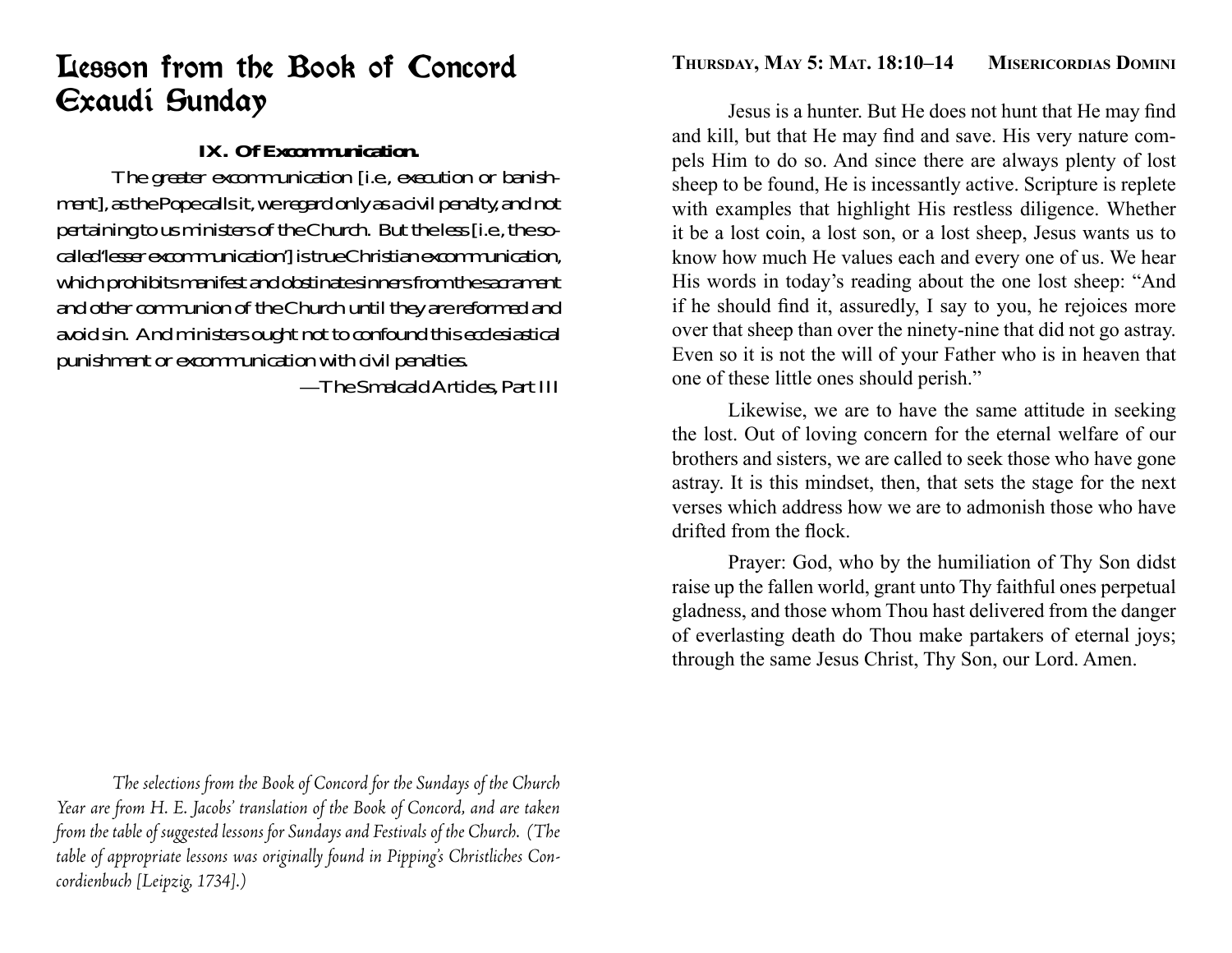# Lesson from the Book of Concord Exaudi Sunday

**IX. Of Excommunication.**

The greater excommunication [i.e., execution or banishment], as the Pope calls it, we regard only as a civil penalty, and not pertaining to us ministers of the Church. But the less [i.e., the so-called "lesser excommunication"] is true Christian excommunication, which prohibits manifest and obstinate sinners from the sacrament and other communion of the Church until they are reformed and avoid sin. And ministers ought not to confound this ecclesiastical punishment or excommunication with civil penalties.

—The Smalcald Articles, Part III

*The selections from the Book of Concord for the Sundays of the Church Year are from H. E. Jacobs' translation of the Book of Concord, and are taken from the table of suggested lessons for Sundays and Festivals of the Church. (The table of appropriate lessons was originally found in Pipping's Christliches Concordienbuch [Leipzig, 1734].)*

**Thursday, May 5: Mat. 18:10–14 — Misericordias Domini**

Jesus is a hunter. But He does not hunt that He may find and kill, but that He may find and save. His very nature compels Him to do so. And since there are always plenty of lost sheep to be found, He is incessantly active. Scripture is replete with examples that highlight His restless diligence. Whether it be a lost coin, a lost son, or a lost sheep, Jesus wants us to know how much He values each and every one of us. We hear His words in today's reading about the one lost sheep: "And if he should find it, assuredly, I say to you, he rejoices more over that sheep than over the ninety-nine that did not go astray. Even so it is not the will of your Father who is in heaven that one of these little ones should perish."

Likewise, we are to have the same attitude in seeking the lost. Out of loving concern for the eternal welfare of our brothers and sisters, we are called to seek those who have gone astray. It is this mindset, then, that sets the stage for the next verses which address how we are to admonish those who have drifted from the flock.

Prayer: God, who by the humiliation of Thy Son didst raise up the fallen world, grant unto Thy faithful ones perpetual gladness, and those whom Thou hast delivered from the danger of everlasting death do Thou make partakers of eternal joys; through the same Jesus Christ, Thy Son, our Lord. Amen.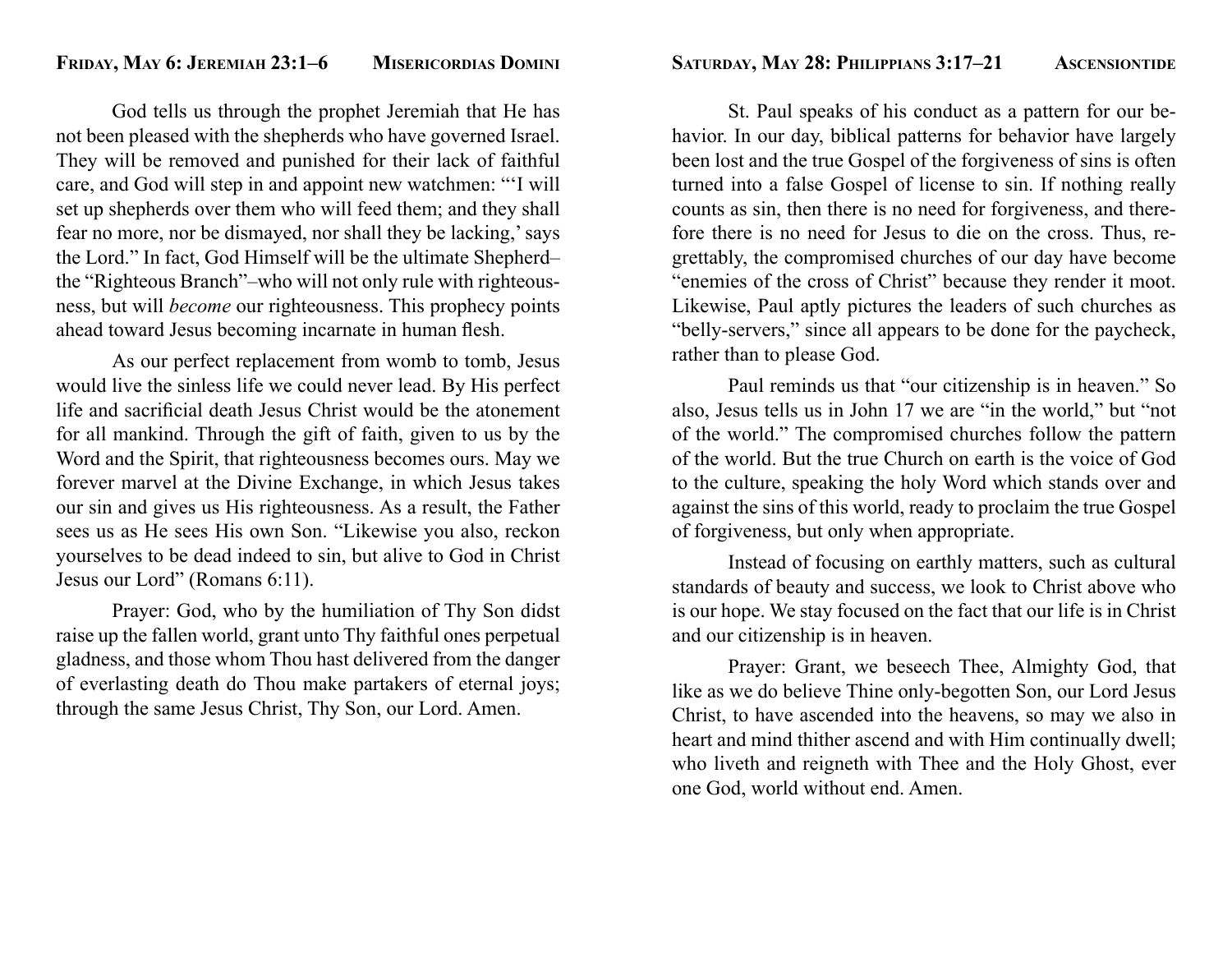## Friday, May 6: Jeremiah 23:1–6 — Misericordias Domini

God tells us through the prophet Jeremiah that He has not been pleased with the shepherds who have governed Israel. They will be removed and punished for their lack of faithful care, and God will step in and appoint new watchmen: "'I will set up shepherds over them who will feed them; and they shall fear no more, nor be dismayed, nor shall they be lacking,' says the Lord." In fact, God Himself will be the ultimate Shepherd–the "Righteous Branch"–who will not only rule with righteousness, but will *become* our righteousness. This prophecy points ahead toward Jesus becoming incarnate in human flesh.

As our perfect replacement from womb to tomb, Jesus would live the sinless life we could never lead. By His perfect life and sacrificial death Jesus Christ would be the atonement for all mankind. Through the gift of faith, given to us by the Word and the Spirit, that righteousness becomes ours. May we forever marvel at the Divine Exchange, in which Jesus takes our sin and gives us His righteousness. As a result, the Father sees us as He sees His own Son. "Likewise you also, reckon yourselves to be dead indeed to sin, but alive to God in Christ Jesus our Lord" (Romans 6:11).

Prayer: God, who by the humiliation of Thy Son didst raise up the fallen world, grant unto Thy faithful ones perpetual gladness, and those whom Thou hast delivered from the danger of everlasting death do Thou make partakers of eternal joys; through the same Jesus Christ, Thy Son, our Lord. Amen.

## Saturday, May 28: Philippians 3:17–21 — Ascensiontide

St. Paul speaks of his conduct as a pattern for our behavior. In our day, biblical patterns for behavior have largely been lost and the true Gospel of the forgiveness of sins is often turned into a false Gospel of license to sin. If nothing really counts as sin, then there is no need for forgiveness, and therefore there is no need for Jesus to die on the cross. Thus, regrettably, the compromised churches of our day have become "enemies of the cross of Christ" because they render it moot. Likewise, Paul aptly pictures the leaders of such churches as "belly-servers," since all appears to be done for the paycheck, rather than to please God.

Paul reminds us that "our citizenship is in heaven." So also, Jesus tells us in John 17 we are "in the world," but "not of the world." The compromised churches follow the pattern of the world. But the true Church on earth is the voice of God to the culture, speaking the holy Word which stands over and against the sins of this world, ready to proclaim the true Gospel of forgiveness, but only when appropriate.

Instead of focusing on earthly matters, such as cultural standards of beauty and success, we look to Christ above who is our hope. We stay focused on the fact that our life is in Christ and our citizenship is in heaven.

Prayer: Grant, we beseech Thee, Almighty God, that like as we do believe Thine only-begotten Son, our Lord Jesus Christ, to have ascended into the heavens, so may we also in heart and mind thither ascend and with Him continually dwell; who liveth and reigneth with Thee and the Holy Ghost, ever one God, world without end. Amen.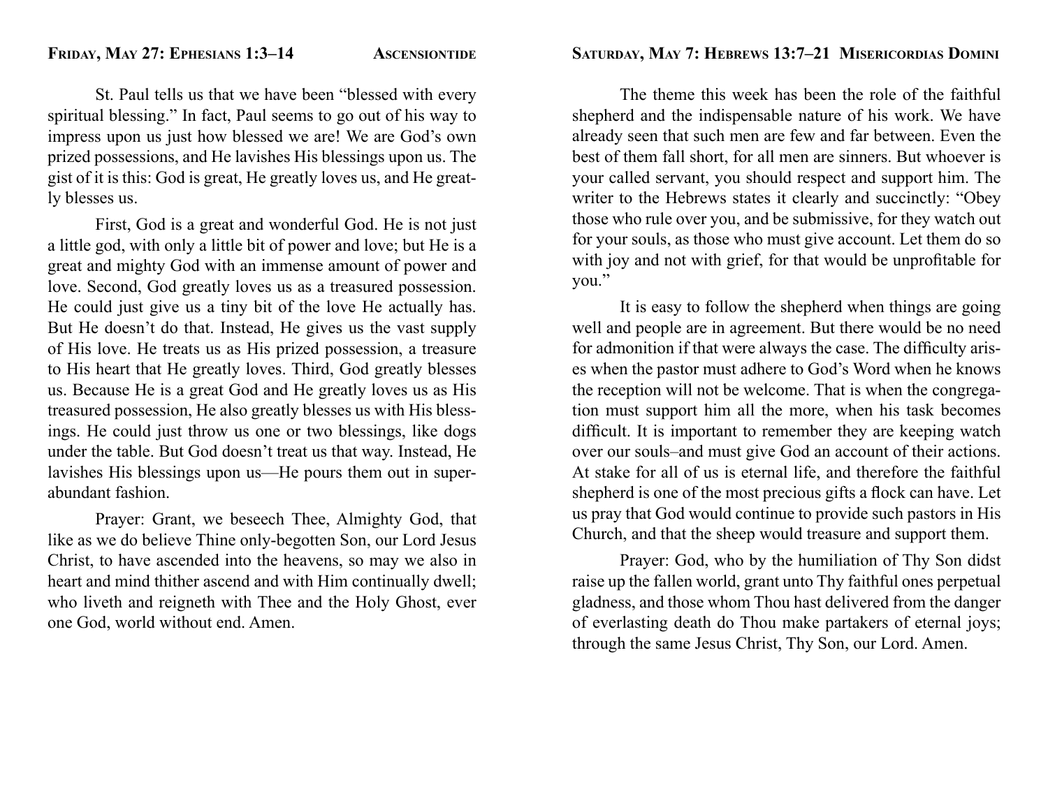## Friday, May 27: Ephesians 1:3–14 — Ascensiontide

St. Paul tells us that we have been "blessed with every spiritual blessing." In fact, Paul seems to go out of his way to impress upon us just how blessed we are! We are God's own prized possessions, and He lavishes His blessings upon us. The gist of it is this: God is great, He greatly loves us, and He greatly blesses us.

First, God is a great and wonderful God. He is not just a little god, with only a little bit of power and love; but He is a great and mighty God with an immense amount of power and love. Second, God greatly loves us as a treasured possession. He could just give us a tiny bit of the love He actually has. But He doesn't do that. Instead, He gives us the vast supply of His love. He treats us as His prized possession, a treasure to His heart that He greatly loves. Third, God greatly blesses us. Because He is a great God and He greatly loves us as His treasured possession, He also greatly blesses us with His blessings. He could just throw us one or two blessings, like dogs under the table. But God doesn't treat us that way. Instead, He lavishes His blessings upon us—He pours them out in superabundant fashion.

Prayer: Grant, we beseech Thee, Almighty God, that like as we do believe Thine only-begotten Son, our Lord Jesus Christ, to have ascended into the heavens, so may we also in heart and mind thither ascend and with Him continually dwell; who liveth and reigneth with Thee and the Holy Ghost, ever one God, world without end. Amen.

## Saturday, May 7: Hebrews 13:7–21 — Misericordias Domini

The theme this week has been the role of the faithful shepherd and the indispensable nature of his work. We have already seen that such men are few and far between. Even the best of them fall short, for all men are sinners. But whoever is your called servant, you should respect and support him. The writer to the Hebrews states it clearly and succinctly: "Obey those who rule over you, and be submissive, for they watch out for your souls, as those who must give account. Let them do so with joy and not with grief, for that would be unprofitable for you."

It is easy to follow the shepherd when things are going well and people are in agreement. But there would be no need for admonition if that were always the case. The difficulty arises when the pastor must adhere to God's Word when he knows the reception will not be welcome. That is when the congregation must support him all the more, when his task becomes difficult. It is important to remember they are keeping watch over our souls–and must give God an account of their actions. At stake for all of us is eternal life, and therefore the faithful shepherd is one of the most precious gifts a flock can have. Let us pray that God would continue to provide such pastors in His Church, and that the sheep would treasure and support them.

Prayer: God, who by the humiliation of Thy Son didst raise up the fallen world, grant unto Thy faithful ones perpetual gladness, and those whom Thou hast delivered from the danger of everlasting death do Thou make partakers of eternal joys; through the same Jesus Christ, Thy Son, our Lord. Amen.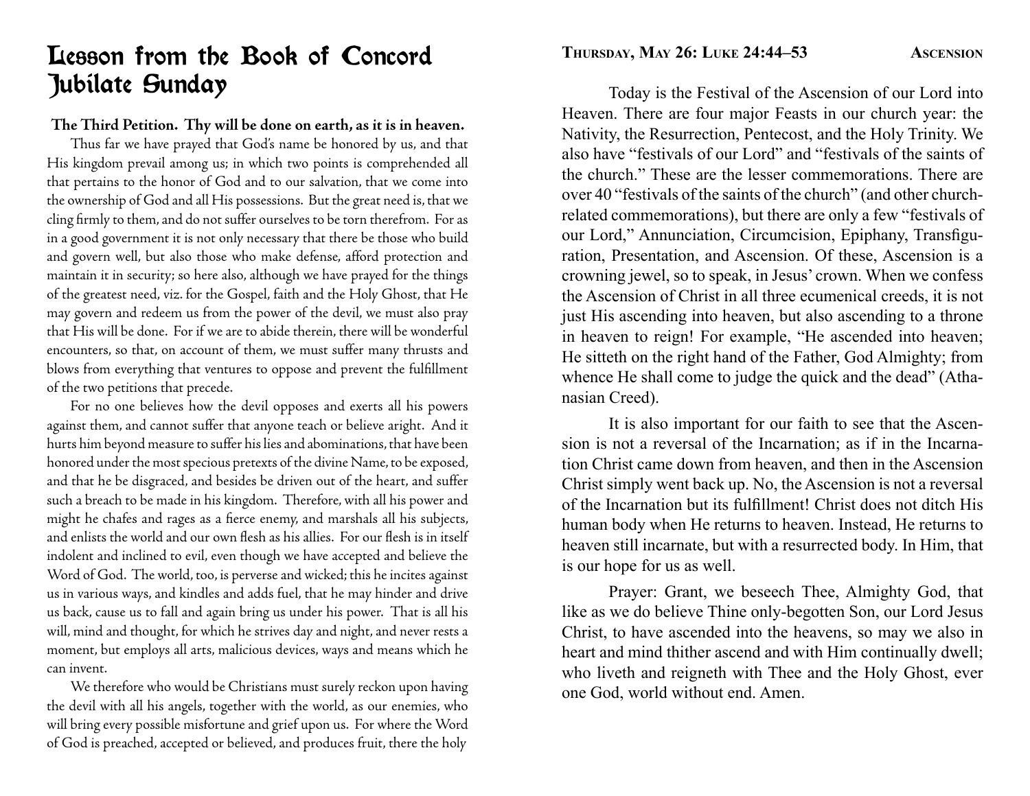# Lesson from the Book of Concord Jubilate Sunday

**The Third Petition. Thy will be done on earth, as it is in heaven.**

Thus far we have prayed that God's name be honored by us, and that His kingdom prevail among us; in which two points is comprehended all that pertains to the honor of God and to our salvation, that we come into the ownership of God and all His possessions. But the great need is, that we cling firmly to them, and do not suffer ourselves to be torn therefrom. For as in a good government it is not only necessary that there be those who build and govern well, but also those who make defense, afford protection and maintain it in security; so here also, although we have prayed for the things of the greatest need, *viz.* for the Gospel, faith and the Holy Ghost, that He may govern and redeem us from the power of the devil, we must also pray that His will be done. For if we are to abide therein, there will be wonderful encounters, so that, on account of them, we must suffer many thrusts and blows from everything that ventures to oppose and prevent the fulfillment of the two petitions that precede.

For no one believes how the devil opposes and exerts all his powers against them, and cannot suffer that anyone teach or believe aright. And it hurts him beyond measure to suffer his lies and abominations, that have been honored under the most specious pretexts of the divine Name, to be exposed, and that he be disgraced, and besides be driven out of the heart, and suffer such a breach to be made in his kingdom. Therefore, with all his power and might he chafes and rages as a fierce enemy, and marshals all his subjects, and enlists the world and our own flesh as his allies. For our flesh is in itself indolent and inclined to evil, even though we have accepted and believe the Word of God. The world, too, is perverse and wicked; this he incites against us in various ways, and kindles and adds fuel, that he may hinder and drive us back, cause us to fall and again bring us under his power. That is all his will, mind and thought, for which he strives day and night, and never rests a moment, but employs all arts, malicious devices, ways and means which he can invent.

We therefore who would be Christians must surely reckon upon having the devil with all his angels, together with the world, as our enemies, who will bring every possible misfortune and grief upon us. For where the Word of God is preached, accepted or believed, and produces fruit, there the holy

## Thursday, May 26: Luke 24:44–53 — Ascension

Today is the Festival of the Ascension of our Lord into Heaven. There are four major Feasts in our church year: the Nativity, the Resurrection, Pentecost, and the Holy Trinity. We also have "festivals of our Lord" and "festivals of the saints of the church." These are the lesser commemorations. There are over 40 "festivals of the saints of the church" (and other church-related commemorations), but there are only a few "festivals of our Lord," Annunciation, Circumcision, Epiphany, Transfiguration, Presentation, and Ascension. Of these, Ascension is a crowning jewel, so to speak, in Jesus' crown. When we confess the Ascension of Christ in all three ecumenical creeds, it is not just His ascending into heaven, but also ascending to a throne in heaven to reign! For example, "He ascended into heaven; He sitteth on the right hand of the Father, God Almighty; from whence He shall come to judge the quick and the dead" (Athanasian Creed).

It is also important for our faith to see that the Ascension is not a reversal of the Incarnation; as if in the Incarnation Christ came down from heaven, and then in the Ascension Christ simply went back up. No, the Ascension is not a reversal of the Incarnation but its fulfillment! Christ does not ditch His human body when He returns to heaven. Instead, He returns to heaven still incarnate, but with a resurrected body. In Him, that is our hope for us as well.

Prayer: Grant, we beseech Thee, Almighty God, that like as we do believe Thine only-begotten Son, our Lord Jesus Christ, to have ascended into the heavens, so may we also in heart and mind thither ascend and with Him continually dwell; who liveth and reigneth with Thee and the Holy Ghost, ever one God, world without end. Amen.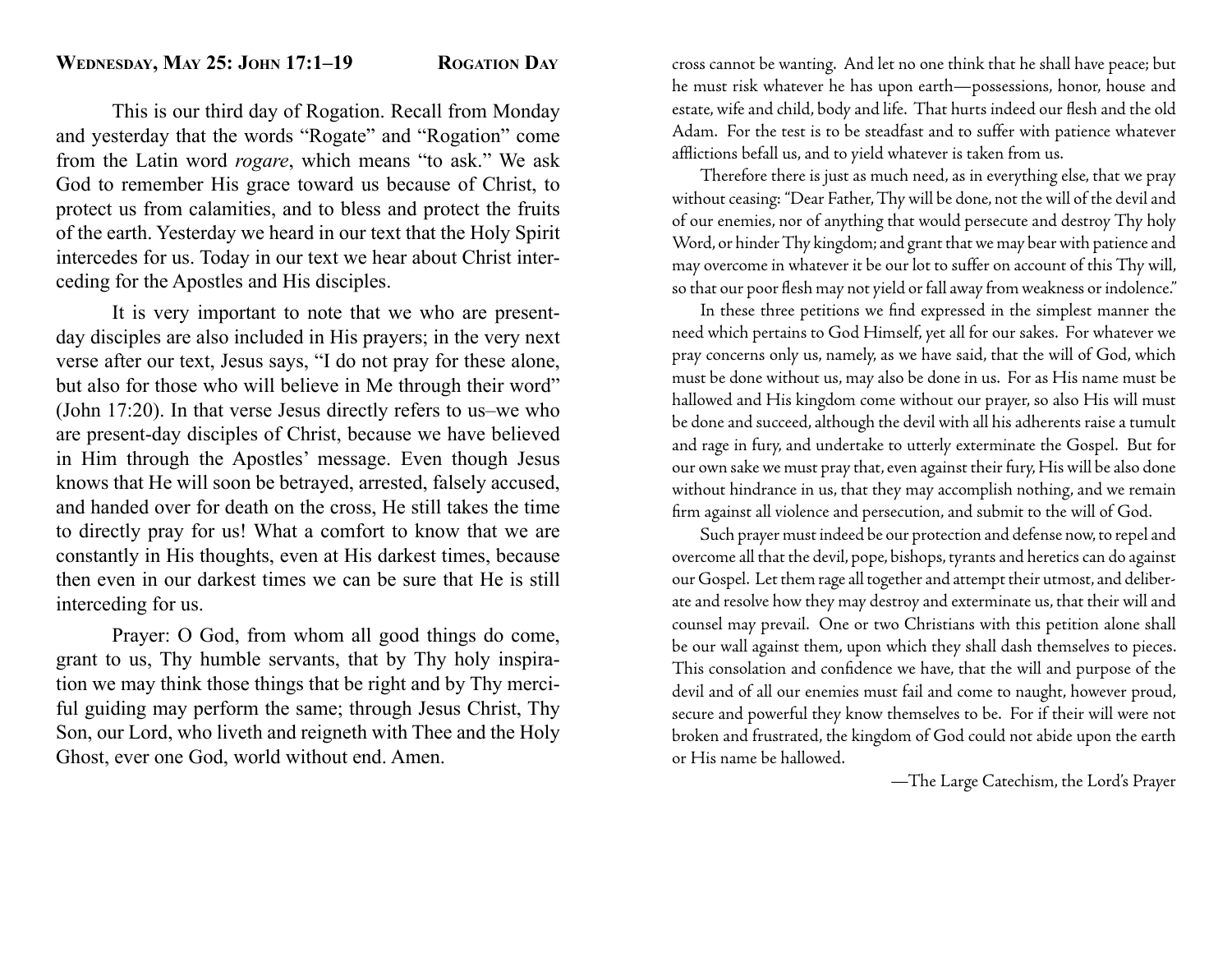## Wednesday, May 25: John 17:1–19 — Rogation Day

This is our third day of Rogation. Recall from Monday and yesterday that the words "Rogate" and "Rogation" come from the Latin word *rogare*, which means "to ask." We ask God to remember His grace toward us because of Christ, to protect us from calamities, and to bless and protect the fruits of the earth. Yesterday we heard in our text that the Holy Spirit intercedes for us. Today in our text we hear about Christ interceding for the Apostles and His disciples.

It is very important to note that we who are present-day disciples are also included in His prayers; in the very next verse after our text, Jesus says, "I do not pray for these alone, but also for those who will believe in Me through their word" (John 17:20). In that verse Jesus directly refers to us–we who are present-day disciples of Christ, because we have believed in Him through the Apostles' message. Even though Jesus knows that He will soon be betrayed, arrested, falsely accused, and handed over for death on the cross, He still takes the time to directly pray for us! What a comfort to know that we are constantly in His thoughts, even at His darkest times, because then even in our darkest times we can be sure that He is still interceding for us.

Prayer: O God, from whom all good things do come, grant to us, Thy humble servants, that by Thy holy inspiration we may think those things that be right and by Thy merciful guiding may perform the same; through Jesus Christ, Thy Son, our Lord, who liveth and reigneth with Thee and the Holy Ghost, ever one God, world without end. Amen.

cross cannot be wanting. And let no one think that he shall have peace; but he must risk whatever he has upon earth—possessions, honor, house and estate, wife and child, body and life. That hurts indeed our flesh and the old Adam. For the test is to be steadfast and to suffer with patience whatever afflictions befall us, and to yield whatever is taken from us.

Therefore there is just as much need, as in everything else, that we pray without ceasing: "Dear Father, Thy will be done, not the will of the devil and of our enemies, nor of anything that would persecute and destroy Thy holy Word, or hinder Thy kingdom; and grant that we may bear with patience and may overcome in whatever it be our lot to suffer on account of this Thy will, so that our poor flesh may not yield or fall away from weakness or indolence."

In these three petitions we find expressed in the simplest manner the need which pertains to God Himself, yet all for our sakes. For whatever we pray concerns only us, namely, as we have said, that the will of God, which must be done without us, may also be done in us. For as His name must be hallowed and His kingdom come without our prayer, so also His will must be done and succeed, although the devil with all his adherents raise a tumult and rage in fury, and undertake to utterly exterminate the Gospel. But for our own sake we must pray that, even against their fury, His will be also done without hindrance in us, that they may accomplish nothing, and we remain firm against all violence and persecution, and submit to the will of God.

Such prayer must indeed be our protection and defense now, to repel and overcome all that the devil, pope, bishops, tyrants and heretics can do against our Gospel. Let them rage all together and attempt their utmost, and deliberate and resolve how they may destroy and exterminate us, that their will and counsel may prevail. One or two Christians with this petition alone shall be our wall against them, upon which they shall dash themselves to pieces. This consolation and confidence we have, that the will and purpose of the devil and of all our enemies must fail and come to naught, however proud, secure and powerful they know themselves to be. For if their will were not broken and frustrated, the kingdom of God could not abide upon the earth or His name be hallowed.

—The Large Catechism, the Lord's Prayer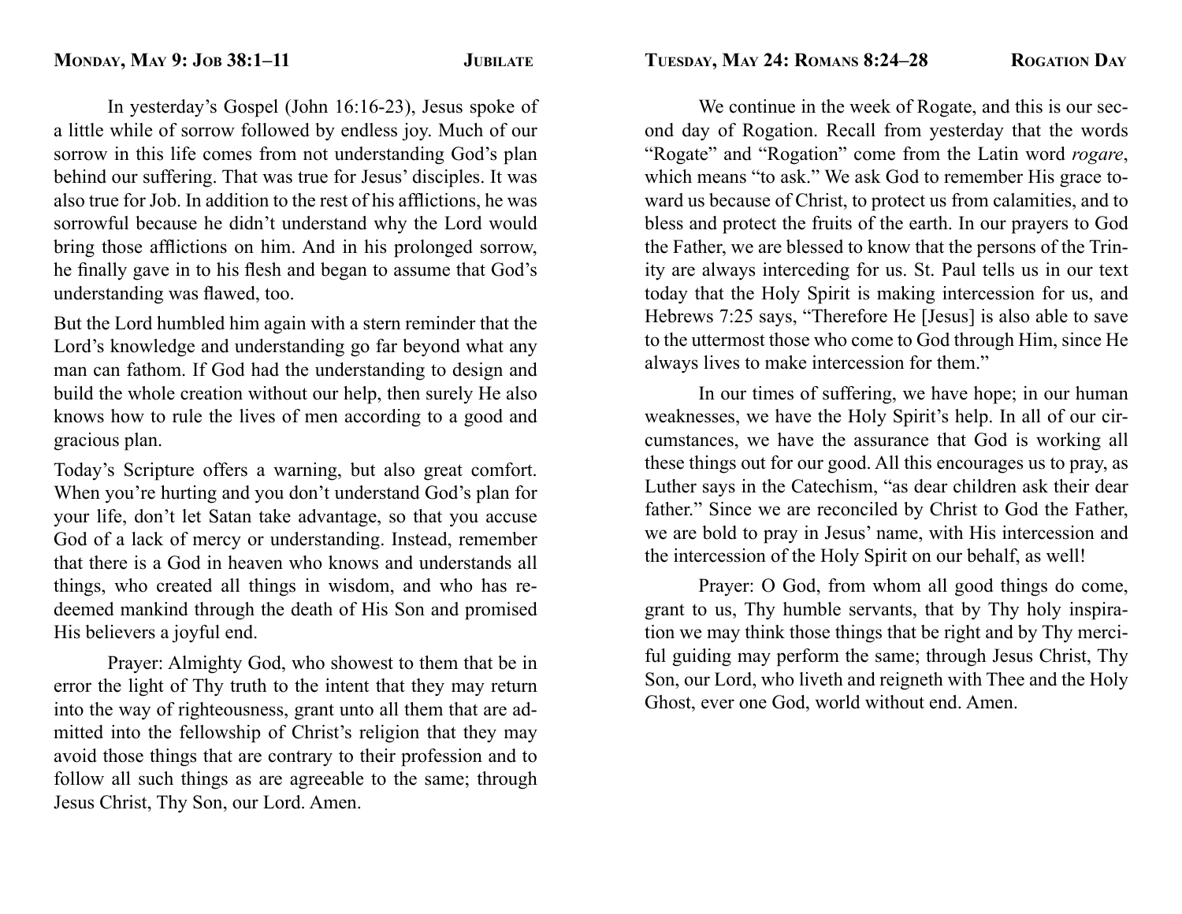## Monday, May 9: Job 38:1–11 — Jubilate

In yesterday's Gospel (John 16:16-23), Jesus spoke of a little while of sorrow followed by endless joy. Much of our sorrow in this life comes from not understanding God's plan behind our suffering. That was true for Jesus' disciples. It was also true for Job. In addition to the rest of his afflictions, he was sorrowful because he didn't understand why the Lord would bring those afflictions on him. And in his prolonged sorrow, he finally gave in to his flesh and began to assume that God's understanding was flawed, too.

But the Lord humbled him again with a stern reminder that the Lord's knowledge and understanding go far beyond what any man can fathom. If God had the understanding to design and build the whole creation without our help, then surely He also knows how to rule the lives of men according to a good and gracious plan.

Today's Scripture offers a warning, but also great comfort. When you're hurting and you don't understand God's plan for your life, don't let Satan take advantage, so that you accuse God of a lack of mercy or understanding. Instead, remember that there is a God in heaven who knows and understands all things, who created all things in wisdom, and who has redeemed mankind through the death of His Son and promised His believers a joyful end.

Prayer: Almighty God, who showest to them that be in error the light of Thy truth to the intent that they may return into the way of righteousness, grant unto all them that are admitted into the fellowship of Christ's religion that they may avoid those things that are contrary to their profession and to follow all such things as are agreeable to the same; through Jesus Christ, Thy Son, our Lord. Amen.

## Tuesday, May 24: Romans 8:24–28 — Rogation Day

We continue in the week of Rogate, and this is our second day of Rogation. Recall from yesterday that the words "Rogate" and "Rogation" come from the Latin word *rogare*, which means "to ask." We ask God to remember His grace toward us because of Christ, to protect us from calamities, and to bless and protect the fruits of the earth. In our prayers to God the Father, we are blessed to know that the persons of the Trinity are always interceding for us. St. Paul tells us in our text today that the Holy Spirit is making intercession for us, and Hebrews 7:25 says, "Therefore He [Jesus] is also able to save to the uttermost those who come to God through Him, since He always lives to make intercession for them."

In our times of suffering, we have hope; in our human weaknesses, we have the Holy Spirit's help. In all of our circumstances, we have the assurance that God is working all these things out for our good. All this encourages us to pray, as Luther says in the Catechism, "as dear children ask their dear father." Since we are reconciled by Christ to God the Father, we are bold to pray in Jesus' name, with His intercession and the intercession of the Holy Spirit on our behalf, as well!

Prayer: O God, from whom all good things do come, grant to us, Thy humble servants, that by Thy holy inspiration we may think those things that be right and by Thy merciful guiding may perform the same; through Jesus Christ, Thy Son, our Lord, who liveth and reigneth with Thee and the Holy Ghost, ever one God, world without end. Amen.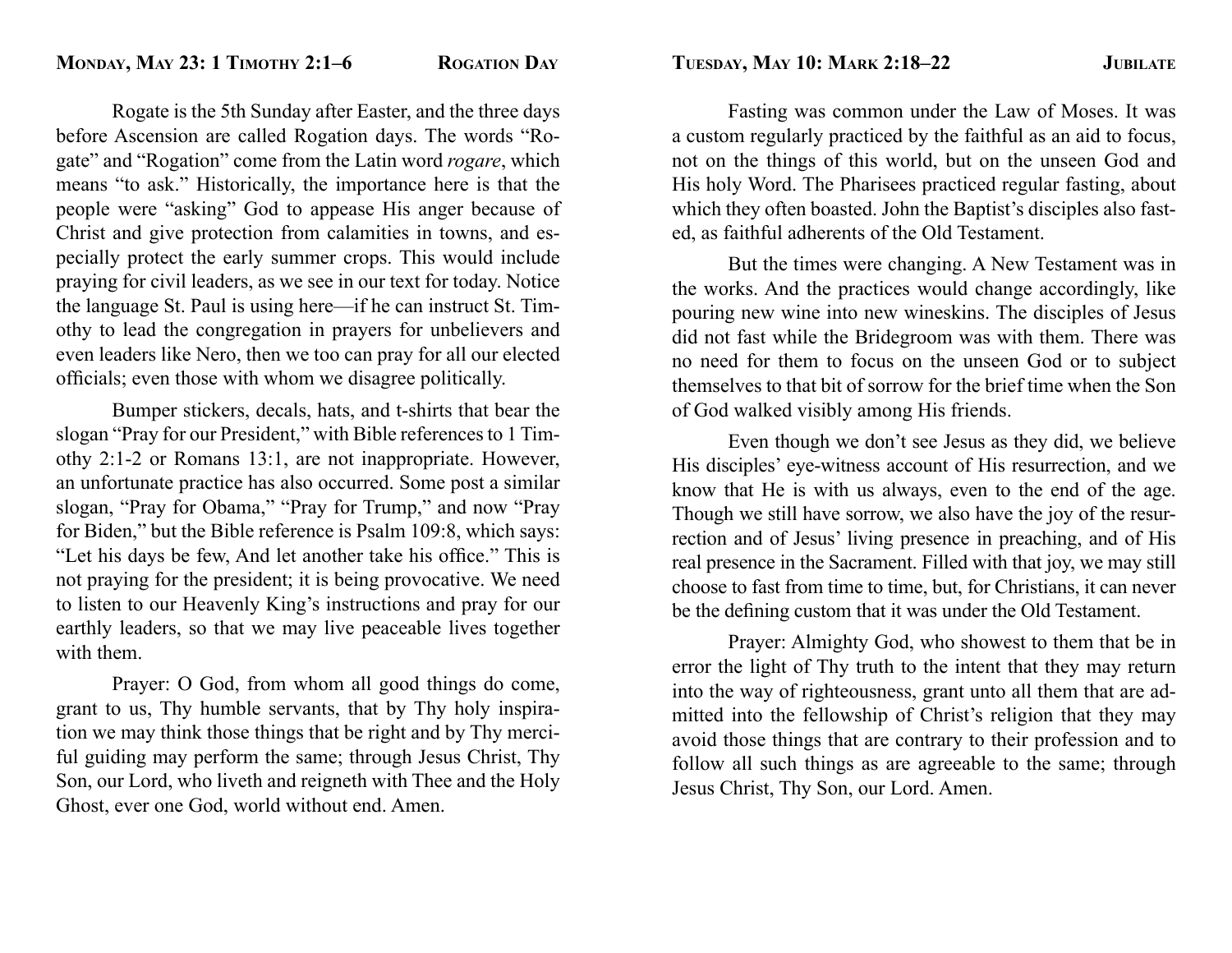## Monday, May 23: 1 Timothy 2:1–6 — Rogation Day

Rogate is the 5th Sunday after Easter, and the three days before Ascension are called Rogation days. The words "Rogate" and "Rogation" come from the Latin word *rogare*, which means "to ask." Historically, the importance here is that the people were "asking" God to appease His anger because of Christ and give protection from calamities in towns, and especially protect the early summer crops. This would include praying for civil leaders, as we see in our text for today. Notice the language St. Paul is using here—if he can instruct St. Timothy to lead the congregation in prayers for unbelievers and even leaders like Nero, then we too can pray for all our elected officials; even those with whom we disagree politically.

Bumper stickers, decals, hats, and t-shirts that bear the slogan "Pray for our President," with Bible references to 1 Timothy 2:1-2 or Romans 13:1, are not inappropriate. However, an unfortunate practice has also occurred. Some post a similar slogan, "Pray for Obama," "Pray for Trump," and now "Pray for Biden," but the Bible reference is Psalm 109:8, which says: "Let his days be few, And let another take his office." This is not praying for the president; it is being provocative. We need to listen to our Heavenly King's instructions and pray for our earthly leaders, so that we may live peaceable lives together with them.

Prayer: O God, from whom all good things do come, grant to us, Thy humble servants, that by Thy holy inspiration we may think those things that be right and by Thy merciful guiding may perform the same; through Jesus Christ, Thy Son, our Lord, who liveth and reigneth with Thee and the Holy Ghost, ever one God, world without end. Amen.

## Tuesday, May 10: Mark 2:18–22 — Jubilate

Fasting was common under the Law of Moses. It was a custom regularly practiced by the faithful as an aid to focus, not on the things of this world, but on the unseen God and His holy Word. The Pharisees practiced regular fasting, about which they often boasted. John the Baptist's disciples also fasted, as faithful adherents of the Old Testament.

But the times were changing. A New Testament was in the works. And the practices would change accordingly, like pouring new wine into new wineskins. The disciples of Jesus did not fast while the Bridegroom was with them. There was no need for them to focus on the unseen God or to subject themselves to that bit of sorrow for the brief time when the Son of God walked visibly among His friends.

Even though we don't see Jesus as they did, we believe His disciples' eye-witness account of His resurrection, and we know that He is with us always, even to the end of the age. Though we still have sorrow, we also have the joy of the resurrection and of Jesus' living presence in preaching, and of His real presence in the Sacrament. Filled with that joy, we may still choose to fast from time to time, but, for Christians, it can never be the defining custom that it was under the Old Testament.

Prayer: Almighty God, who showest to them that be in error the light of Thy truth to the intent that they may return into the way of righteousness, grant unto all them that are admitted into the fellowship of Christ's religion that they may avoid those things that are contrary to their profession and to follow all such things as are agreeable to the same; through Jesus Christ, Thy Son, our Lord. Amen.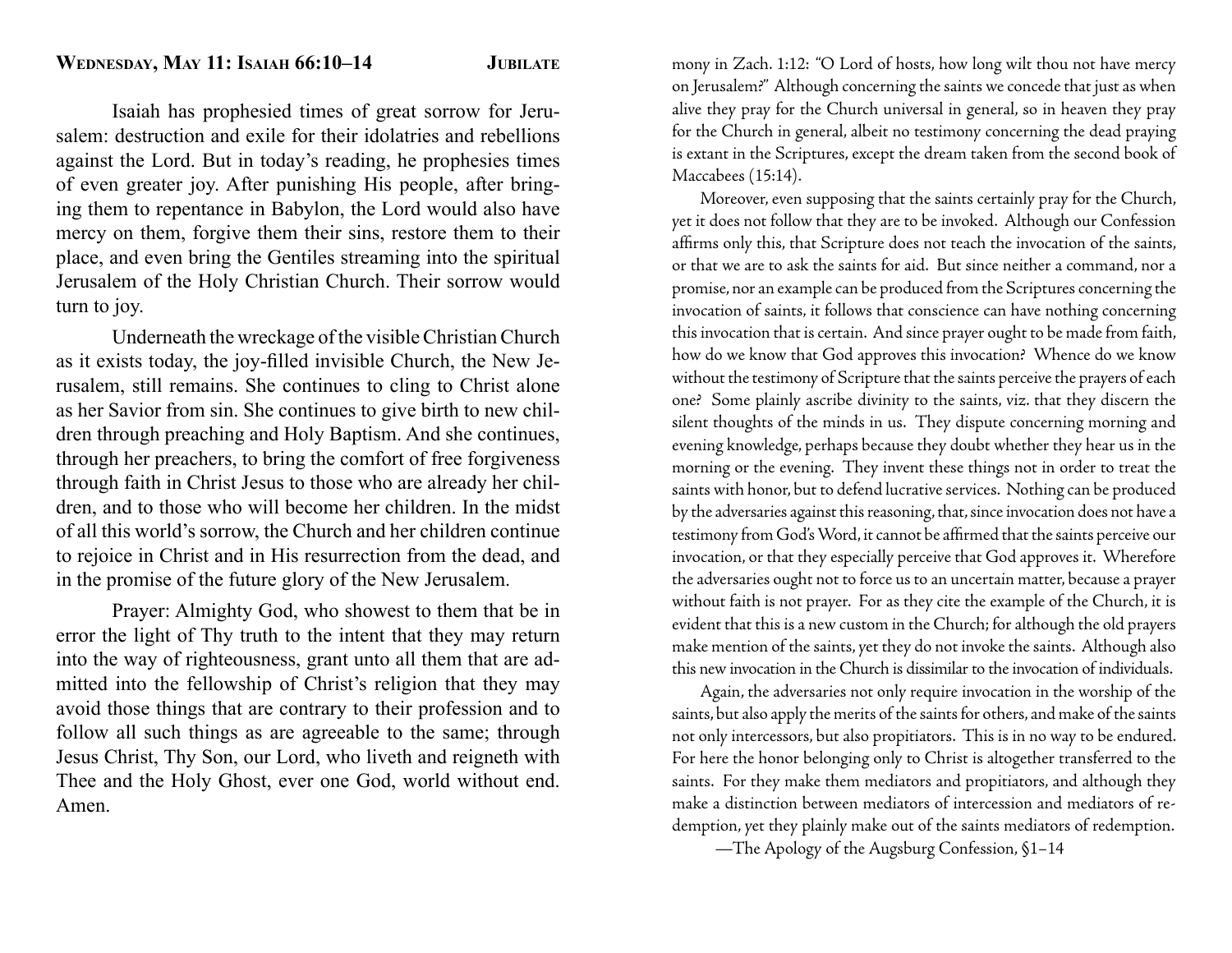## Wednesday, May 11: Isaiah 66:10–14 — Jubilate

Isaiah has prophesied times of great sorrow for Jerusalem: destruction and exile for their idolatries and rebellions against the Lord. But in today's reading, he prophesies times of even greater joy. After punishing His people, after bringing them to repentance in Babylon, the Lord would also have mercy on them, forgive them their sins, restore them to their place, and even bring the Gentiles streaming into the spiritual Jerusalem of the Holy Christian Church. Their sorrow would turn to joy.

Underneath the wreckage of the visible Christian Church as it exists today, the joy-filled invisible Church, the New Jerusalem, still remains. She continues to cling to Christ alone as her Savior from sin. She continues to give birth to new children through preaching and Holy Baptism. And she continues, through her preachers, to bring the comfort of free forgiveness through faith in Christ Jesus to those who are already her children, and to those who will become her children. In the midst of all this world's sorrow, the Church and her children continue to rejoice in Christ and in His resurrection from the dead, and in the promise of the future glory of the New Jerusalem.

Prayer: Almighty God, who showest to them that be in error the light of Thy truth to the intent that they may return into the way of righteousness, grant unto all them that are admitted into the fellowship of Christ's religion that they may avoid those things that are contrary to their profession and to follow all such things as are agreeable to the same; through Jesus Christ, Thy Son, our Lord, who liveth and reigneth with Thee and the Holy Ghost, ever one God, world without end. Amen.

mony in Zach. 1:12: "O Lord of hosts, how long wilt thou not have mercy on Jerusalem?" Although concerning the saints we concede that just as when alive they pray for the Church universal in general, so in heaven they pray for the Church in general, albeit no testimony concerning the dead praying is extant in the Scriptures, except the dream taken from the second book of Maccabees (15:14).

Moreover, even supposing that the saints certainly pray for the Church, yet it does not follow that they are to be invoked. Although our Confession affirms only this, that Scripture does not teach the invocation of the saints, or that we are to ask the saints for aid. But since neither a command, nor a promise, nor an example can be produced from the Scriptures concerning the invocation of saints, it follows that conscience can have nothing concerning this invocation that is certain. And since prayer ought to be made from faith, how do we know that God approves this invocation? Whence do we know without the testimony of Scripture that the saints perceive the prayers of each one? Some plainly ascribe divinity to the saints, viz. that they discern the silent thoughts of the minds in us. They dispute concerning morning and evening knowledge, perhaps because they doubt whether they hear us in the morning or the evening. They invent these things not in order to treat the saints with honor, but to defend lucrative services. Nothing can be produced by the adversaries against this reasoning, that, since invocation does not have a testimony from God's Word, it cannot be affirmed that the saints perceive our invocation, or that they especially perceive that God approves it. Wherefore the adversaries ought not to force us to an uncertain matter, because a prayer without faith is not prayer. For as they cite the example of the Church, it is evident that this is a new custom in the Church; for although the old prayers make mention of the saints, yet they do not invoke the saints. Although also this new invocation in the Church is dissimilar to the invocation of individuals.

Again, the adversaries not only require invocation in the worship of the saints, but also apply the merits of the saints for others, and make of the saints not only intercessors, but also propitiators. This is in no way to be endured. For here the honor belonging only to Christ is altogether transferred to the saints. For they make them mediators and propitiators, and although they make a distinction between mediators of intercession and mediators of redemption, yet they plainly make out of the saints mediators of redemption.

—The Apology of the Augsburg Confession, §1–14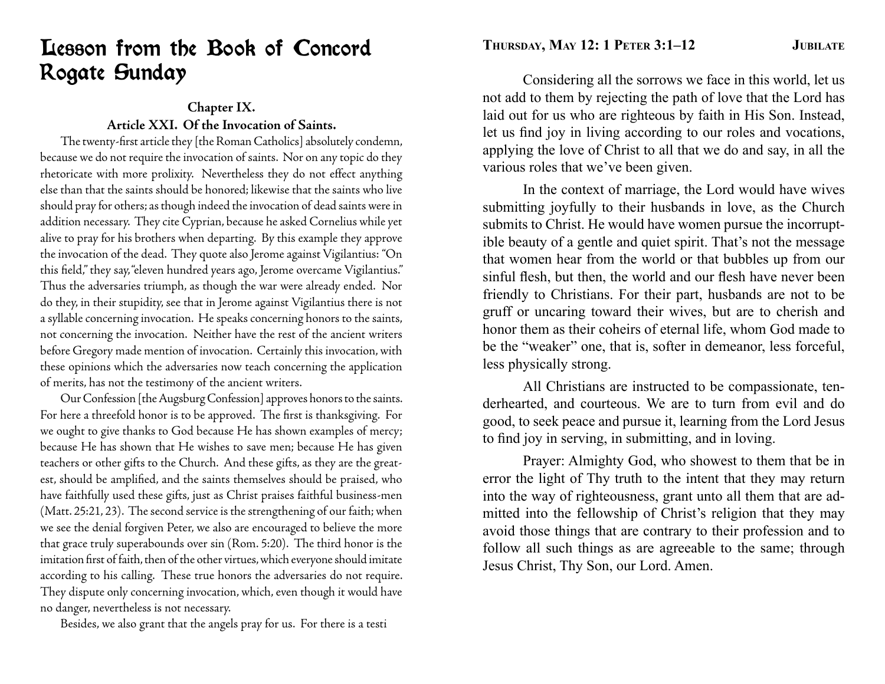# Lesson from the Book of Concord
# Rogate Sunday

### Chapter IX.

### Article XXI. Of the Invocation of Saints.

The twenty-first article they [the Roman Catholics] absolutely condemn, because we do not require the invocation of saints. Nor on any topic do they rhetoricate with more prolixity. Nevertheless they do not effect anything else than that the saints should be honored; likewise that the saints who live should pray for others; as though indeed the invocation of dead saints were in addition necessary. They cite Cyprian, because he asked Cornelius while yet alive to pray for his brothers when departing. By this example they approve the invocation of the dead. They quote also Jerome against Vigilantius: "On this field," they say, "eleven hundred years ago, Jerome overcame Vigilantius." Thus the adversaries triumph, as though the war were already ended. Nor do they, in their stupidity, see that in Jerome against Vigilantius there is not a syllable concerning invocation. He speaks concerning honors to the saints, not concerning the invocation. Neither have the rest of the ancient writers before Gregory made mention of invocation. Certainly this invocation, with these opinions which the adversaries now teach concerning the application of merits, has not the testimony of the ancient writers.

Our Confession [the Augsburg Confession] approves honors to the saints. For here a threefold honor is to be approved. The first is thanksgiving. For we ought to give thanks to God because He has shown examples of mercy; because He has shown that He wishes to save men; because He has given teachers or other gifts to the Church. And these gifts, as they are the greatest, should be amplified, and the saints themselves should be praised, who have faithfully used these gifts, just as Christ praises faithful business-men (Matt. 25:21, 23). The second service is the strengthening of our faith; when we see the denial forgiven Peter, we also are encouraged to believe the more that grace truly superabounds over sin (Rom. 5:20). The third honor is the imitation first of faith, then of the other virtues, which everyone should imitate according to his calling. These true honors the adversaries do not require. They dispute only concerning invocation, which, even though it would have no danger, nevertheless is not necessary.

Besides, we also grant that the angels pray for us. For there is a testi

**Thursday, May 12: 1 Peter 3:1–12** **Jubilate**

Considering all the sorrows we face in this world, let us not add to them by rejecting the path of love that the Lord has laid out for us who are righteous by faith in His Son. Instead, let us find joy in living according to our roles and vocations, applying the love of Christ to all that we do and say, in all the various roles that we've been given.

In the context of marriage, the Lord would have wives submitting joyfully to their husbands in love, as the Church submits to Christ. He would have women pursue the incorruptible beauty of a gentle and quiet spirit. That's not the message that women hear from the world or that bubbles up from our sinful flesh, but then, the world and our flesh have never been friendly to Christians. For their part, husbands are not to be gruff or uncaring toward their wives, but are to cherish and honor them as their coheirs of eternal life, whom God made to be the "weaker" one, that is, softer in demeanor, less forceful, less physically strong.

All Christians are instructed to be compassionate, tenderhearted, and courteous. We are to turn from evil and do good, to seek peace and pursue it, learning from the Lord Jesus to find joy in serving, in submitting, and in loving.

Prayer: Almighty God, who showest to them that be in error the light of Thy truth to the intent that they may return into the way of righteousness, grant unto all them that are admitted into the fellowship of Christ's religion that they may avoid those things that are contrary to their profession and to follow all such things as are agreeable to the same; through Jesus Christ, Thy Son, our Lord. Amen.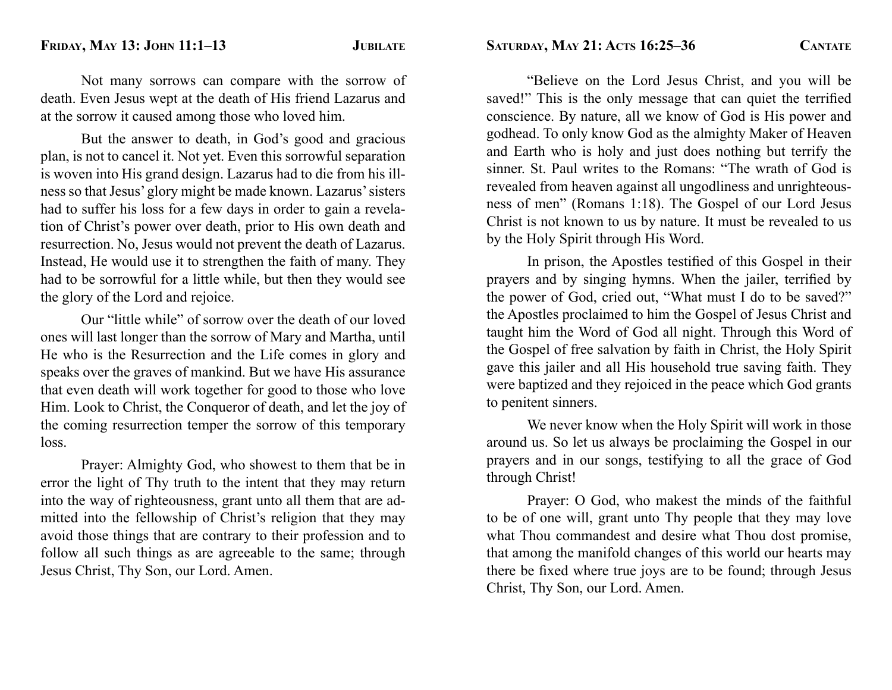## Friday, May 13: John 11:1–13 — Jubilate

Not many sorrows can compare with the sorrow of death. Even Jesus wept at the death of His friend Lazarus and at the sorrow it caused among those who loved him.

But the answer to death, in God's good and gracious plan, is not to cancel it. Not yet. Even this sorrowful separation is woven into His grand design. Lazarus had to die from his illness so that Jesus' glory might be made known. Lazarus' sisters had to suffer his loss for a few days in order to gain a revelation of Christ's power over death, prior to His own death and resurrection. No, Jesus would not prevent the death of Lazarus. Instead, He would use it to strengthen the faith of many. They had to be sorrowful for a little while, but then they would see the glory of the Lord and rejoice.

Our "little while" of sorrow over the death of our loved ones will last longer than the sorrow of Mary and Martha, until He who is the Resurrection and the Life comes in glory and speaks over the graves of mankind. But we have His assurance that even death will work together for good to those who love Him. Look to Christ, the Conqueror of death, and let the joy of the coming resurrection temper the sorrow of this temporary loss.

Prayer: Almighty God, who showest to them that be in error the light of Thy truth to the intent that they may return into the way of righteousness, grant unto all them that are admitted into the fellowship of Christ's religion that they may avoid those things that are contrary to their profession and to follow all such things as are agreeable to the same; through Jesus Christ, Thy Son, our Lord. Amen.

## Saturday, May 21: Acts 16:25–36 — Cantate

"Believe on the Lord Jesus Christ, and you will be saved!" This is the only message that can quiet the terrified conscience. By nature, all we know of God is His power and godhead. To only know God as the almighty Maker of Heaven and Earth who is holy and just does nothing but terrify the sinner. St. Paul writes to the Romans: "The wrath of God is revealed from heaven against all ungodliness and unrighteousness of men" (Romans 1:18). The Gospel of our Lord Jesus Christ is not known to us by nature. It must be revealed to us by the Holy Spirit through His Word.

In prison, the Apostles testified of this Gospel in their prayers and by singing hymns. When the jailer, terrified by the power of God, cried out, "What must I do to be saved?" the Apostles proclaimed to him the Gospel of Jesus Christ and taught him the Word of God all night. Through this Word of the Gospel of free salvation by faith in Christ, the Holy Spirit gave this jailer and all His household true saving faith. They were baptized and they rejoiced in the peace which God grants to penitent sinners.

We never know when the Holy Spirit will work in those around us. So let us always be proclaiming the Gospel in our prayers and in our songs, testifying to all the grace of God through Christ!

Prayer: O God, who makest the minds of the faithful to be of one will, grant unto Thy people that they may love what Thou commandest and desire what Thou dost promise, that among the manifold changes of this world our hearts may there be fixed where true joys are to be found; through Jesus Christ, Thy Son, our Lord. Amen.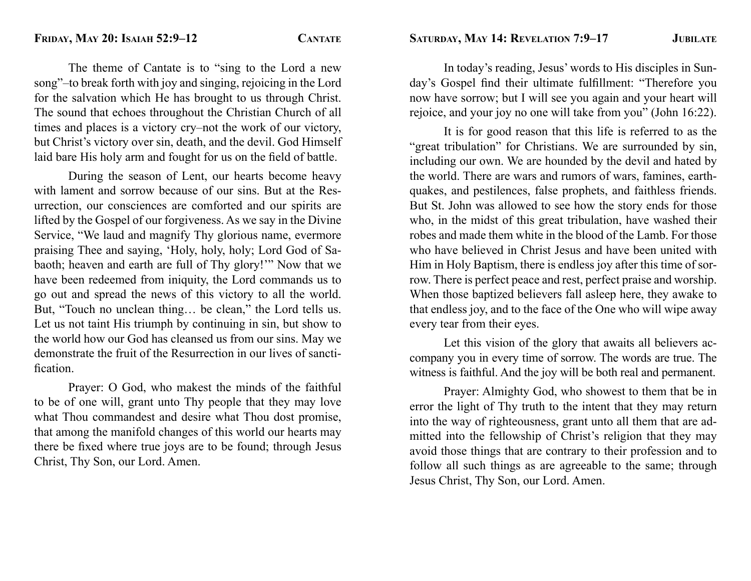## Friday, May 20: Isaiah 52:9–12 — Cantate

The theme of Cantate is to "sing to the Lord a new song"–to break forth with joy and singing, rejoicing in the Lord for the salvation which He has brought to us through Christ. The sound that echoes throughout the Christian Church of all times and places is a victory cry–not the work of our victory, but Christ's victory over sin, death, and the devil. God Himself laid bare His holy arm and fought for us on the field of battle.

During the season of Lent, our hearts become heavy with lament and sorrow because of our sins. But at the Resurrection, our consciences are comforted and our spirits are lifted by the Gospel of our forgiveness. As we say in the Divine Service, "We laud and magnify Thy glorious name, evermore praising Thee and saying, 'Holy, holy, holy; Lord God of Sabaoth; heaven and earth are full of Thy glory!'" Now that we have been redeemed from iniquity, the Lord commands us to go out and spread the news of this victory to all the world. But, "Touch no unclean thing… be clean," the Lord tells us. Let us not taint His triumph by continuing in sin, but show to the world how our God has cleansed us from our sins. May we demonstrate the fruit of the Resurrection in our lives of sanctification.

Prayer: O God, who makest the minds of the faithful to be of one will, grant unto Thy people that they may love what Thou commandest and desire what Thou dost promise, that among the manifold changes of this world our hearts may there be fixed where true joys are to be found; through Jesus Christ, Thy Son, our Lord. Amen.

## Saturday, May 14: Revelation 7:9–17 — Jubilate

In today's reading, Jesus' words to His disciples in Sunday's Gospel find their ultimate fulfillment: "Therefore you now have sorrow; but I will see you again and your heart will rejoice, and your joy no one will take from you" (John 16:22).

It is for good reason that this life is referred to as the "great tribulation" for Christians. We are surrounded by sin, including our own. We are hounded by the devil and hated by the world. There are wars and rumors of wars, famines, earthquakes, and pestilences, false prophets, and faithless friends. But St. John was allowed to see how the story ends for those who, in the midst of this great tribulation, have washed their robes and made them white in the blood of the Lamb. For those who have believed in Christ Jesus and have been united with Him in Holy Baptism, there is endless joy after this time of sorrow. There is perfect peace and rest, perfect praise and worship. When those baptized believers fall asleep here, they awake to that endless joy, and to the face of the One who will wipe away every tear from their eyes.

Let this vision of the glory that awaits all believers accompany you in every time of sorrow. The words are true. The witness is faithful. And the joy will be both real and permanent.

Prayer: Almighty God, who showest to them that be in error the light of Thy truth to the intent that they may return into the way of righteousness, grant unto all them that are admitted into the fellowship of Christ's religion that they may avoid those things that are contrary to their profession and to follow all such things as are agreeable to the same; through Jesus Christ, Thy Son, our Lord. Amen.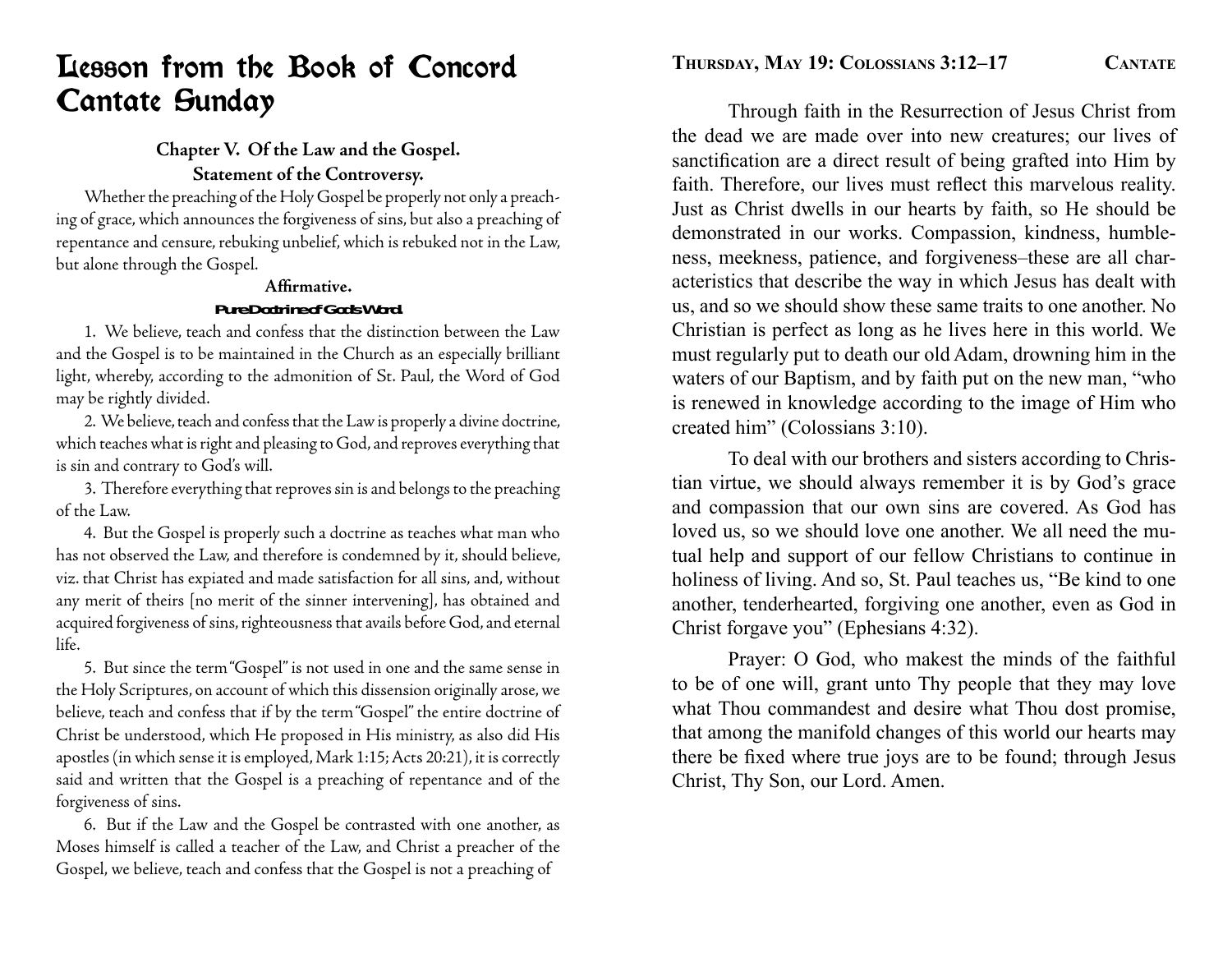# Lesson from the Book of Concord Cantate Sunday

### Chapter V. Of the Law and the Gospel.

### Statement of the Controversy.

Whether the preaching of the Holy Gospel be properly not only a preaching of grace, which announces the forgiveness of sins, but also a preaching of repentance and censure, rebuking unbelief, which is rebuked not in the Law, but alone through the Gospel.

**Affirmative.**

**Pure Doctrine of God's Word.**

1. We believe, teach and confess that the distinction between the Law and the Gospel is to be maintained in the Church as an especially brilliant light, whereby, according to the admonition of St. Paul, the Word of God may be rightly divided.

2. We believe, teach and confess that the Law is properly a divine doctrine, which teaches what is right and pleasing to God, and reproves everything that is sin and contrary to God's will.

3. Therefore everything that reproves sin is and belongs to the preaching of the Law.

4. But the Gospel is properly such a doctrine as teaches what man who has not observed the Law, and therefore is condemned by it, should believe, viz. that Christ has expiated and made satisfaction for all sins, and, without any merit of theirs [no merit of the sinner intervening], has obtained and acquired forgiveness of sins, righteousness that avails before God, and eternal life.

5. But since the term "Gospel" is not used in one and the same sense in the Holy Scriptures, on account of which this dissension originally arose, we believe, teach and confess that if by the term "Gospel" the entire doctrine of Christ be understood, which He proposed in His ministry, as also did His apostles (in which sense it is employed, Mark 1:15; Acts 20:21), it is correctly said and written that the Gospel is a preaching of repentance and of the forgiveness of sins.

6. But if the Law and the Gospel be contrasted with one another, as Moses himself is called a teacher of the Law, and Christ a preacher of the Gospel, we believe, teach and confess that the Gospel is not a preaching of

## Thursday, May 19: Colossians 3:12–17

Through faith in the Resurrection of Jesus Christ from the dead we are made over into new creatures; our lives of sanctification are a direct result of being grafted into Him by faith. Therefore, our lives must reflect this marvelous reality. Just as Christ dwells in our hearts by faith, so He should be demonstrated in our works. Compassion, kindness, humbleness, meekness, patience, and forgiveness–these are all characteristics that describe the way in which Jesus has dealt with us, and so we should show these same traits to one another. No Christian is perfect as long as he lives here in this world. We must regularly put to death our old Adam, drowning him in the waters of our Baptism, and by faith put on the new man, "who is renewed in knowledge according to the image of Him who created him" (Colossians 3:10).

To deal with our brothers and sisters according to Christian virtue, we should always remember it is by God's grace and compassion that our own sins are covered. As God has loved us, so we should love one another. We all need the mutual help and support of our fellow Christians to continue in holiness of living. And so, St. Paul teaches us, "Be kind to one another, tenderhearted, forgiving one another, even as God in Christ forgave you" (Ephesians 4:32).

Prayer: O God, who makest the minds of the faithful to be of one will, grant unto Thy people that they may love what Thou commandest and desire what Thou dost promise, that among the manifold changes of this world our hearts may there be fixed where true joys are to be found; through Jesus Christ, Thy Son, our Lord. Amen.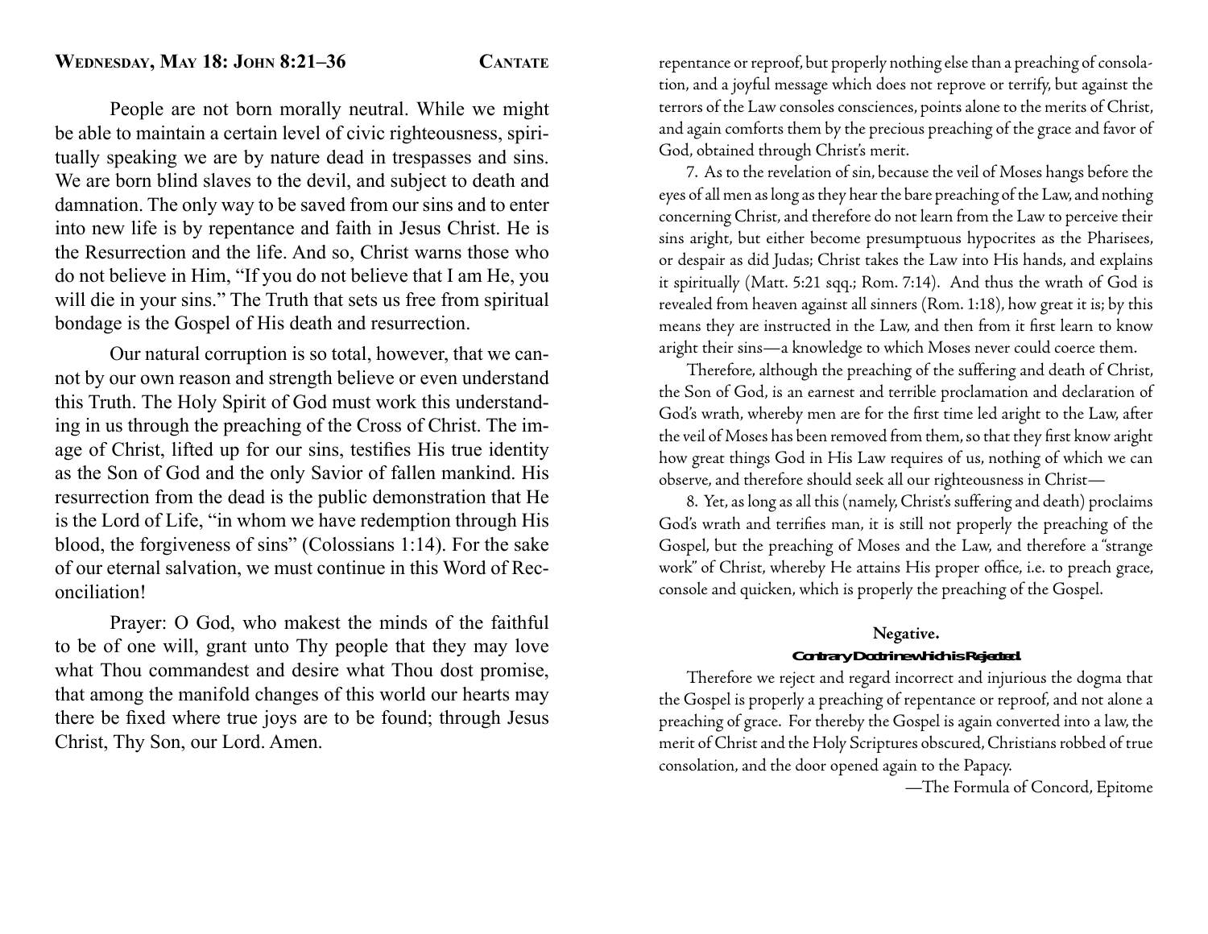## Wednesday, May 18: John 8:21–36

**Cantate**

People are not born morally neutral. While we might be able to maintain a certain level of civic righteousness, spiritually speaking we are by nature dead in trespasses and sins. We are born blind slaves to the devil, and subject to death and damnation. The only way to be saved from our sins and to enter into new life is by repentance and faith in Jesus Christ. He is the Resurrection and the life. And so, Christ warns those who do not believe in Him, "If you do not believe that I am He, you will die in your sins." The Truth that sets us free from spiritual bondage is the Gospel of His death and resurrection.

Our natural corruption is so total, however, that we cannot by our own reason and strength believe or even understand this Truth. The Holy Spirit of God must work this understanding in us through the preaching of the Cross of Christ. The image of Christ, lifted up for our sins, testifies His true identity as the Son of God and the only Savior of fallen mankind. His resurrection from the dead is the public demonstration that He is the Lord of Life, "in whom we have redemption through His blood, the forgiveness of sins" (Colossians 1:14). For the sake of our eternal salvation, we must continue in this Word of Reconciliation!

Prayer: O God, who makest the minds of the faithful to be of one will, grant unto Thy people that they may love what Thou commandest and desire what Thou dost promise, that among the manifold changes of this world our hearts may there be fixed where true joys are to be found; through Jesus Christ, Thy Son, our Lord. Amen.

repentance or reproof, but properly nothing else than a preaching of consolation, and a joyful message which does not reprove or terrify, but against the terrors of the Law consoles consciences, points alone to the merits of Christ, and again comforts them by the precious preaching of the grace and favor of God, obtained through Christ's merit.

7. As to the revelation of sin, because the veil of Moses hangs before the eyes of all men as long as they hear the bare preaching of the Law, and nothing concerning Christ, and therefore do not learn from the Law to perceive their sins aright, but either become presumptuous hypocrites as the Pharisees, or despair as did Judas; Christ takes the Law into His hands, and explains it spiritually (Matt. 5:21 sqq.; Rom. 7:14). And thus the wrath of God is revealed from heaven against all sinners (Rom. 1:18), how great it is; by this means they are instructed in the Law, and then from it first learn to know aright their sins—a knowledge to which Moses never could coerce them.

Therefore, although the preaching of the suffering and death of Christ, the Son of God, is an earnest and terrible proclamation and declaration of God's wrath, whereby men are for the first time led aright to the Law, after the veil of Moses has been removed from them, so that they first know aright how great things God in His Law requires of us, nothing of which we can observe, and therefore should seek all our righteousness in Christ—

8. Yet, as long as all this (namely, Christ's suffering and death) proclaims God's wrath and terrifies man, it is still not properly the preaching of the Gospel, but the preaching of Moses and the Law, and therefore a "strange work" of Christ, whereby He attains His proper office, i.e. to preach grace, console and quicken, which is properly the preaching of the Gospel.

### Negative.

#### Contrary Doctrine which is Rejected.

Therefore we reject and regard incorrect and injurious the dogma that the Gospel is properly a preaching of repentance or reproof, and not alone a preaching of grace. For thereby the Gospel is again converted into a law, the merit of Christ and the Holy Scriptures obscured, Christians robbed of true consolation, and the door opened again to the Papacy.

—The Formula of Concord, Epitome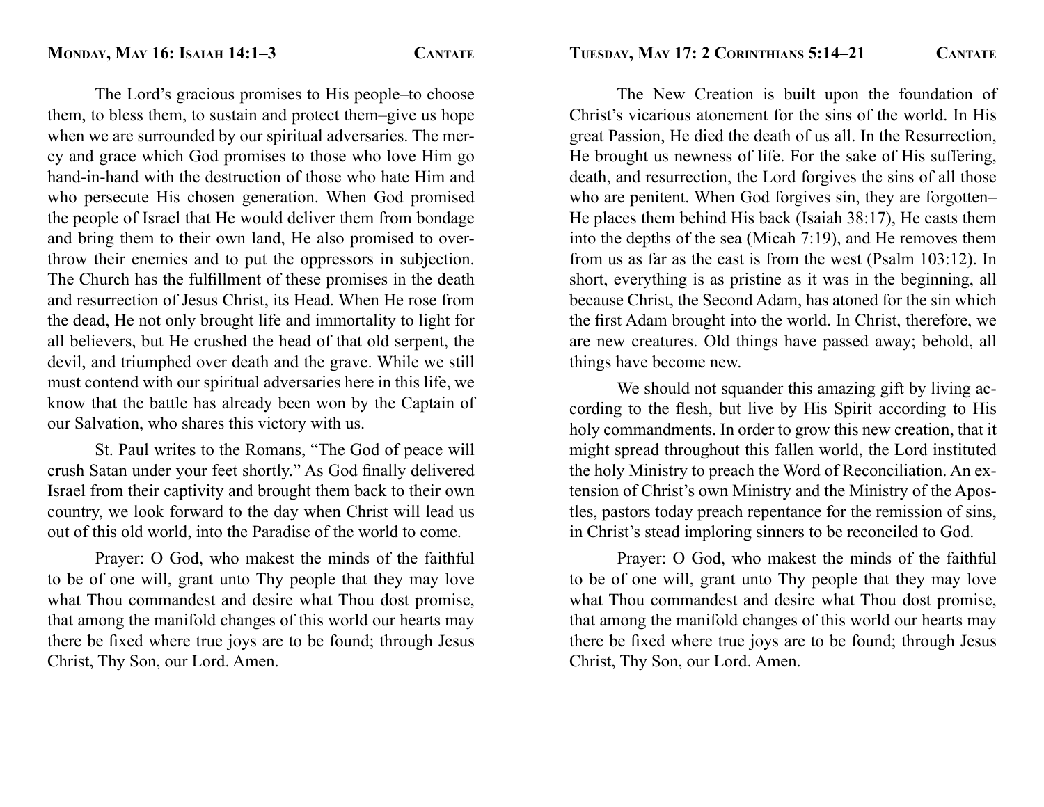## Monday, May 16: Isaiah 14:1–3

**Cantate**

The Lord's gracious promises to His people–to choose them, to bless them, to sustain and protect them–give us hope when we are surrounded by our spiritual adversaries. The mercy and grace which God promises to those who love Him go hand-in-hand with the destruction of those who hate Him and who persecute His chosen generation. When God promised the people of Israel that He would deliver them from bondage and bring them to their own land, He also promised to overthrow their enemies and to put the oppressors in subjection. The Church has the fulfillment of these promises in the death and resurrection of Jesus Christ, its Head. When He rose from the dead, He not only brought life and immortality to light for all believers, but He crushed the head of that old serpent, the devil, and triumphed over death and the grave. While we still must contend with our spiritual adversaries here in this life, we know that the battle has already been won by the Captain of our Salvation, who shares this victory with us.

St. Paul writes to the Romans, "The God of peace will crush Satan under your feet shortly." As God finally delivered Israel from their captivity and brought them back to their own country, we look forward to the day when Christ will lead us out of this old world, into the Paradise of the world to come.

Prayer: O God, who makest the minds of the faithful to be of one will, grant unto Thy people that they may love what Thou commandest and desire what Thou dost promise, that among the manifold changes of this world our hearts may there be fixed where true joys are to be found; through Jesus Christ, Thy Son, our Lord. Amen.

## Tuesday, May 17: 2 Corinthians 5:14–21

**Cantate**

The New Creation is built upon the foundation of Christ's vicarious atonement for the sins of the world. In His great Passion, He died the death of us all. In the Resurrection, He brought us newness of life. For the sake of His suffering, death, and resurrection, the Lord forgives the sins of all those who are penitent. When God forgives sin, they are forgotten–He places them behind His back (Isaiah 38:17), He casts them into the depths of the sea (Micah 7:19), and He removes them from us as far as the east is from the west (Psalm 103:12). In short, everything is as pristine as it was in the beginning, all because Christ, the Second Adam, has atoned for the sin which the first Adam brought into the world. In Christ, therefore, we are new creatures. Old things have passed away; behold, all things have become new.

We should not squander this amazing gift by living according to the flesh, but live by His Spirit according to His holy commandments. In order to grow this new creation, that it might spread throughout this fallen world, the Lord instituted the holy Ministry to preach the Word of Reconciliation. An extension of Christ's own Ministry and the Ministry of the Apostles, pastors today preach repentance for the remission of sins, in Christ's stead imploring sinners to be reconciled to God.

Prayer: O God, who makest the minds of the faithful to be of one will, grant unto Thy people that they may love what Thou commandest and desire what Thou dost promise, that among the manifold changes of this world our hearts may there be fixed where true joys are to be found; through Jesus Christ, Thy Son, our Lord. Amen.